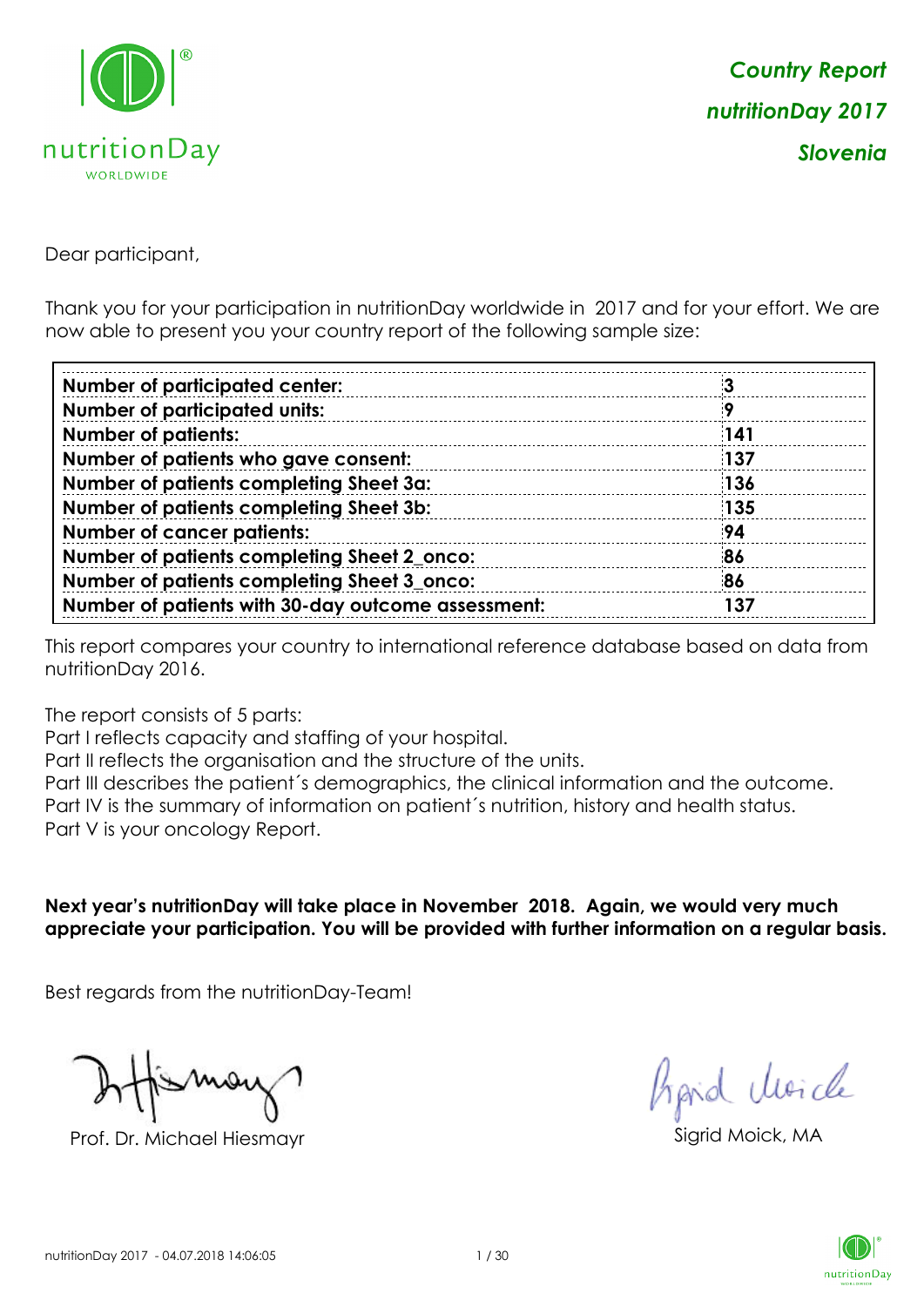*Country Report*
*nutritionDay 2017*
*Slovenia*

Dear participant,

Thank you for your participation in nutritionDay worldwide in 2017 and for your effort. We are now able to present you your country report of the following sample size:

| | |
|---|---|
| **Number of participated center:** | **3** |
| **Number of participated units:** | **9** |
| **Number of patients:** | **141** |
| **Number of patients who gave consent:** | **137** |
| **Number of patients completing Sheet 3a:** | **136** |
| **Number of patients completing Sheet 3b:** | **135** |
| **Number of cancer patients:** | **94** |
| **Number of patients completing Sheet 2_onco:** | **86** |
| **Number of patients completing Sheet 3_onco:** | **86** |
| **Number of patients with 30-day outcome assessment:** | **137** |

This report compares your country to international reference database based on data from nutritionDay 2016.

The report consists of 5 parts:
Part I reflects capacity and staffing of your hospital.
Part II reflects the organisation and the structure of the units.
Part III describes the patient´s demographics, the clinical information and the outcome.
Part IV is the summary of information on patient´s nutrition, history and health status.
Part V is your oncology Report.

**Next year's nutritionDay will take place in November 2018. Again, we would very much appreciate your participation. You will be provided with further information on a regular basis.**

Best regards from the nutritionDay-Team!

Prof. Dr. Michael Hiesmayr

Sigrid Moick, MA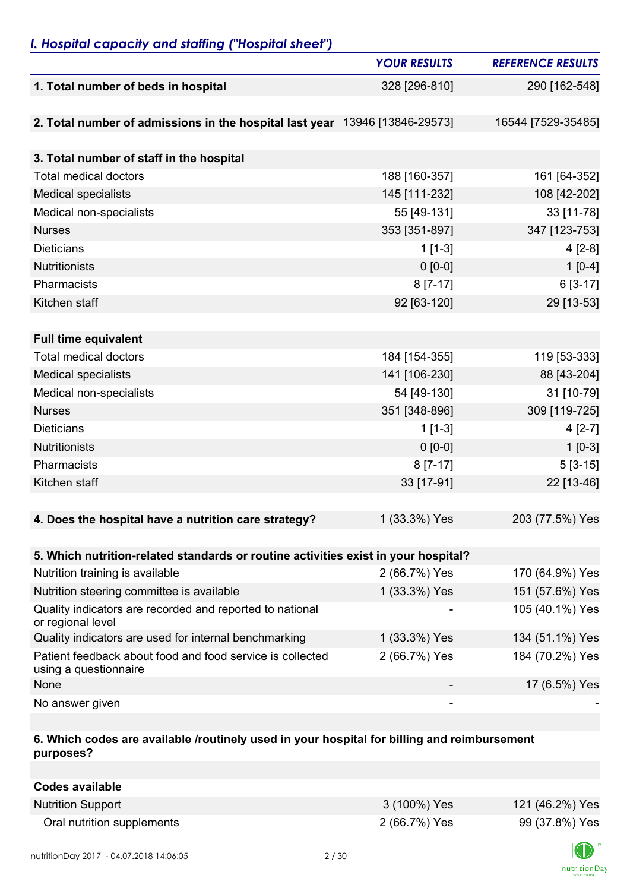## *I. Hospital capacity and staffing ("Hospital sheet")*

| | YOUR RESULTS | REFERENCE RESULTS |
|---|---|---|
| **1. Total number of beds in hospital** | 328 [296-810] | 290 [162-548] |
| **2. Total number of admissions in the hospital last year** | 13946 [13846-29573] | 16544 [7529-35485] |
| **3. Total number of staff in the hospital** | | |
| Total medical doctors | 188 [160-357] | 161 [64-352] |
| Medical specialists | 145 [111-232] | 108 [42-202] |
| Medical non-specialists | 55 [49-131] | 33 [11-78] |
| Nurses | 353 [351-897] | 347 [123-753] |
| Dieticians | 1 [1-3] | 4 [2-8] |
| Nutritionists | 0 [0-0] | 1 [0-4] |
| Pharmacists | 8 [7-17] | 6 [3-17] |
| Kitchen staff | 92 [63-120] | 29 [13-53] |
| **Full time equivalent** | | |
| Total medical doctors | 184 [154-355] | 119 [53-333] |
| Medical specialists | 141 [106-230] | 88 [43-204] |
| Medical non-specialists | 54 [49-130] | 31 [10-79] |
| Nurses | 351 [348-896] | 309 [119-725] |
| Dieticians | 1 [1-3] | 4 [2-7] |
| Nutritionists | 0 [0-0] | 1 [0-3] |
| Pharmacists | 8 [7-17] | 5 [3-15] |
| Kitchen staff | 33 [17-91] | 22 [13-46] |
| **4. Does the hospital have a nutrition care strategy?** | 1 (33.3%) Yes | 203 (77.5%) Yes |
| **5. Which nutrition-related standards or routine activities exist in your hospital?** | | |
| Nutrition training is available | 2 (66.7%) Yes | 170 (64.9%) Yes |
| Nutrition steering committee is available | 1 (33.3%) Yes | 151 (57.6%) Yes |
| Quality indicators are recorded and reported to national or regional level | - | 105 (40.1%) Yes |
| Quality indicators are used for internal benchmarking | 1 (33.3%) Yes | 134 (51.1%) Yes |
| Patient feedback about food and food service is collected using a questionnaire | 2 (66.7%) Yes | 184 (70.2%) Yes |
| None | - | 17 (6.5%) Yes |
| No answer given | - | - |
| **6. Which codes are available /routinely used in your hospital for billing and reimbursement purposes?** | | |
| **Codes available** | | |
| Nutrition Support | 3 (100%) Yes | 121 (46.2%) Yes |
| Oral nutrition supplements | 2 (66.7%) Yes | 99 (37.8%) Yes |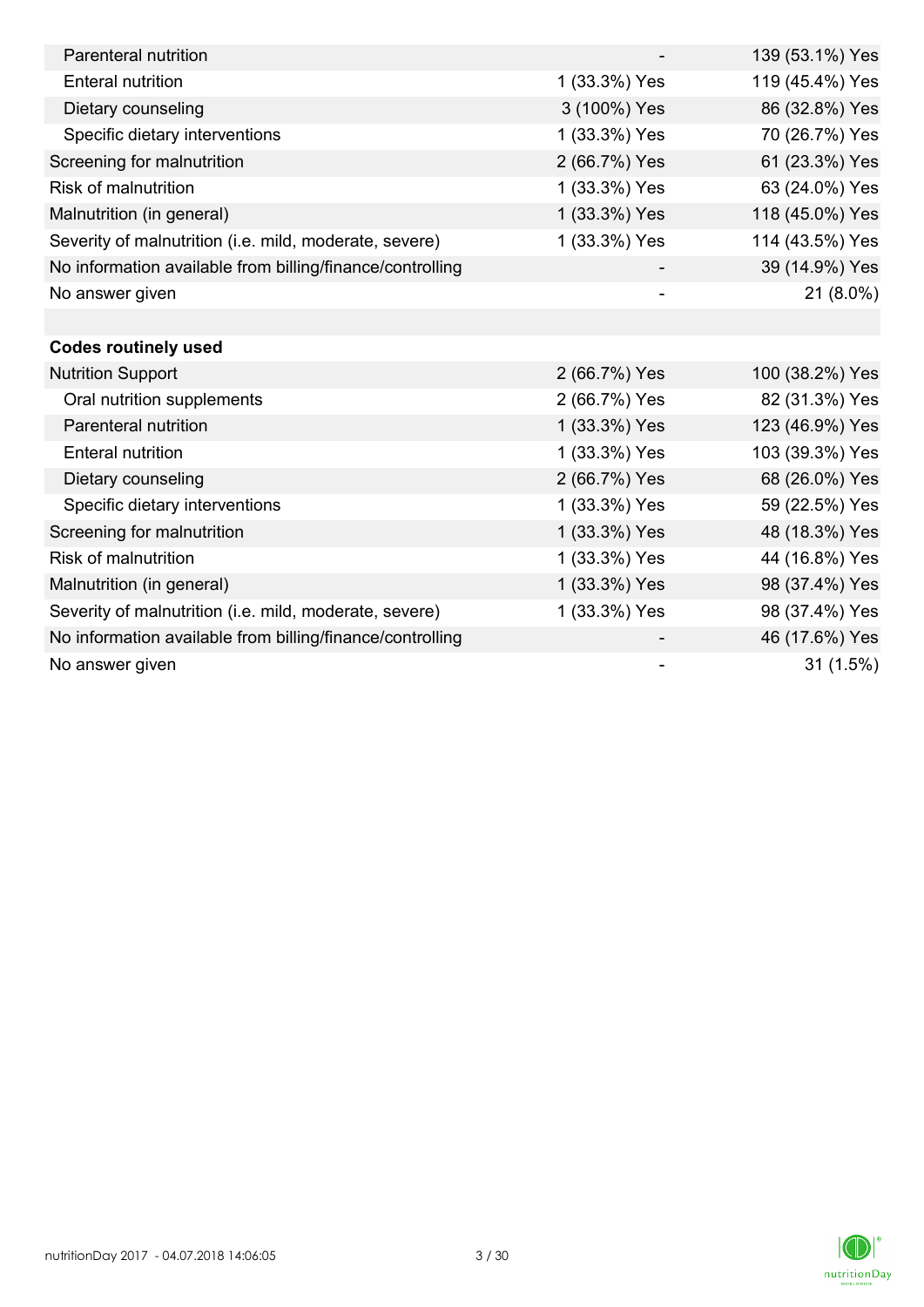| | | |
|---|---|---|
| Parenteral nutrition | - | 139 (53.1%) Yes |
| Enteral nutrition | 1 (33.3%) Yes | 119 (45.4%) Yes |
| Dietary counseling | 3 (100%) Yes | 86 (32.8%) Yes |
| Specific dietary interventions | 1 (33.3%) Yes | 70 (26.7%) Yes |
| Screening for malnutrition | 2 (66.7%) Yes | 61 (23.3%) Yes |
| Risk of malnutrition | 1 (33.3%) Yes | 63 (24.0%) Yes |
| Malnutrition (in general) | 1 (33.3%) Yes | 118 (45.0%) Yes |
| Severity of malnutrition (i.e. mild, moderate, severe) | 1 (33.3%) Yes | 114 (43.5%) Yes |
| No information available from billing/finance/controlling | - | 39 (14.9%) Yes |
| No answer given | - | 21 (8.0%) |
| | | |
| **Codes routinely used** | | |
| Nutrition Support | 2 (66.7%) Yes | 100 (38.2%) Yes |
| Oral nutrition supplements | 2 (66.7%) Yes | 82 (31.3%) Yes |
| Parenteral nutrition | 1 (33.3%) Yes | 123 (46.9%) Yes |
| Enteral nutrition | 1 (33.3%) Yes | 103 (39.3%) Yes |
| Dietary counseling | 2 (66.7%) Yes | 68 (26.0%) Yes |
| Specific dietary interventions | 1 (33.3%) Yes | 59 (22.5%) Yes |
| Screening for malnutrition | 1 (33.3%) Yes | 48 (18.3%) Yes |
| Risk of malnutrition | 1 (33.3%) Yes | 44 (16.8%) Yes |
| Malnutrition (in general) | 1 (33.3%) Yes | 98 (37.4%) Yes |
| Severity of malnutrition (i.e. mild, moderate, severe) | 1 (33.3%) Yes | 98 (37.4%) Yes |
| No information available from billing/finance/controlling | - | 46 (17.6%) Yes |
| No answer given | - | 31 (1.5%) |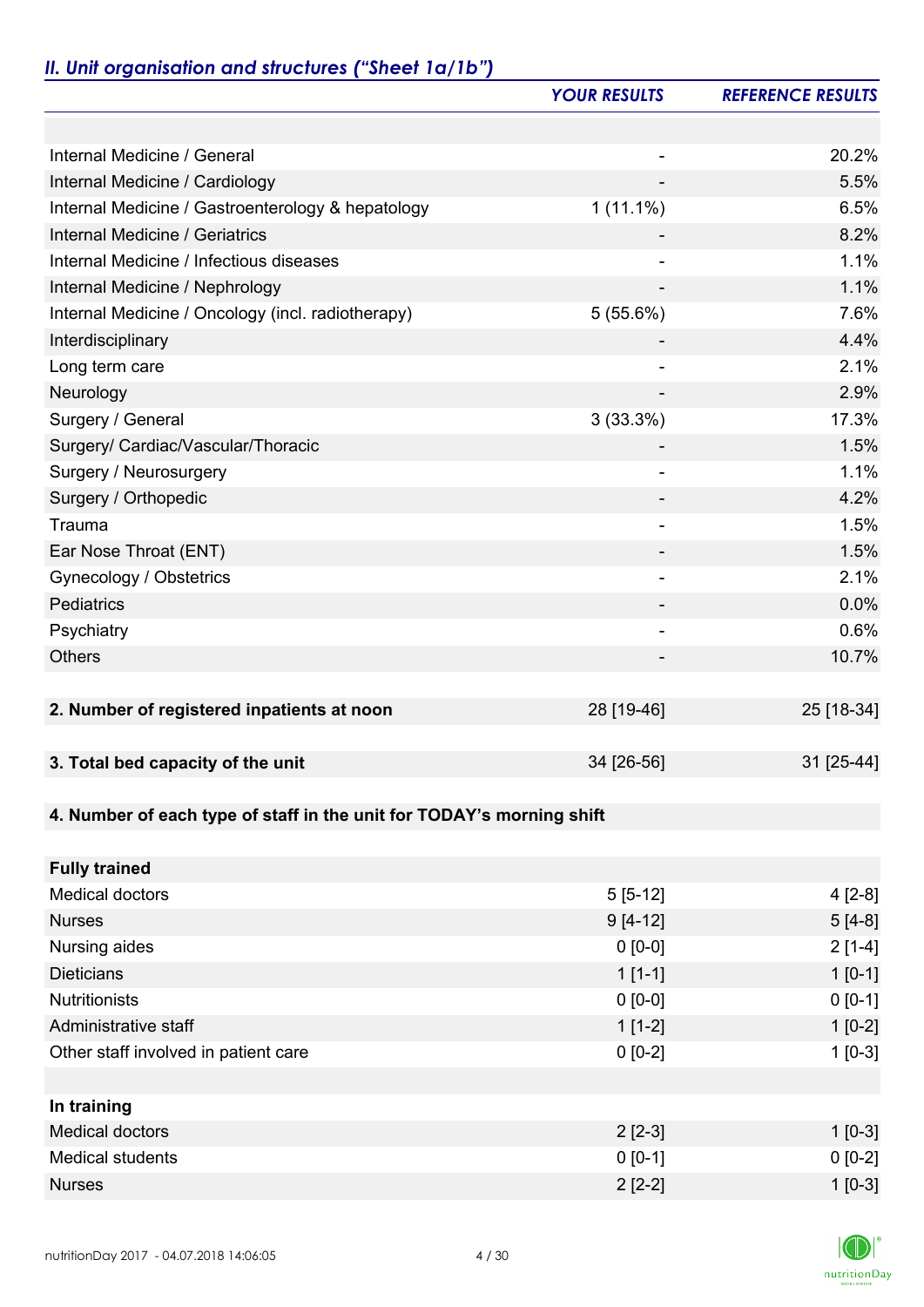## *II. Unit organisation and structures ("Sheet 1a/1b")*

| | *YOUR RESULTS* | *REFERENCE RESULTS* |
|---|---|---|
| | | |
| Internal Medicine / General | - | 20.2% |
| Internal Medicine / Cardiology | - | 5.5% |
| Internal Medicine / Gastroenterology & hepatology | 1 (11.1%) | 6.5% |
| Internal Medicine / Geriatrics | - | 8.2% |
| Internal Medicine / Infectious diseases | - | 1.1% |
| Internal Medicine / Nephrology | - | 1.1% |
| Internal Medicine / Oncology (incl. radiotherapy) | 5 (55.6%) | 7.6% |
| Interdisciplinary | - | 4.4% |
| Long term care | - | 2.1% |
| Neurology | - | 2.9% |
| Surgery / General | 3 (33.3%) | 17.3% |
| Surgery/ Cardiac/Vascular/Thoracic | - | 1.5% |
| Surgery / Neurosurgery | - | 1.1% |
| Surgery / Orthopedic | - | 4.2% |
| Trauma | - | 1.5% |
| Ear Nose Throat (ENT) | - | 1.5% |
| Gynecology / Obstetrics | - | 2.1% |
| Pediatrics | - | 0.0% |
| Psychiatry | - | 0.6% |
| Others | - | 10.7% |
| | | |
| **2. Number of registered inpatients at noon** | 28 [19-46] | 25 [18-34] |
| | | |
| **3. Total bed capacity of the unit** | 34 [26-56] | 31 [25-44] |
| | | |
| **4. Number of each type of staff in the unit for TODAY's morning shift** | | |
| | | |
| **Fully trained** | | |
| Medical doctors | 5 [5-12] | 4 [2-8] |
| Nurses | 9 [4-12] | 5 [4-8] |
| Nursing aides | 0 [0-0] | 2 [1-4] |
| Dieticians | 1 [1-1] | 1 [0-1] |
| Nutritionists | 0 [0-0] | 0 [0-1] |
| Administrative staff | 1 [1-2] | 1 [0-2] |
| Other staff involved in patient care | 0 [0-2] | 1 [0-3] |
| | | |
| **In training** | | |
| Medical doctors | 2 [2-3] | 1 [0-3] |
| Medical students | 0 [0-1] | 0 [0-2] |
| Nurses | 2 [2-2] | 1 [0-3] |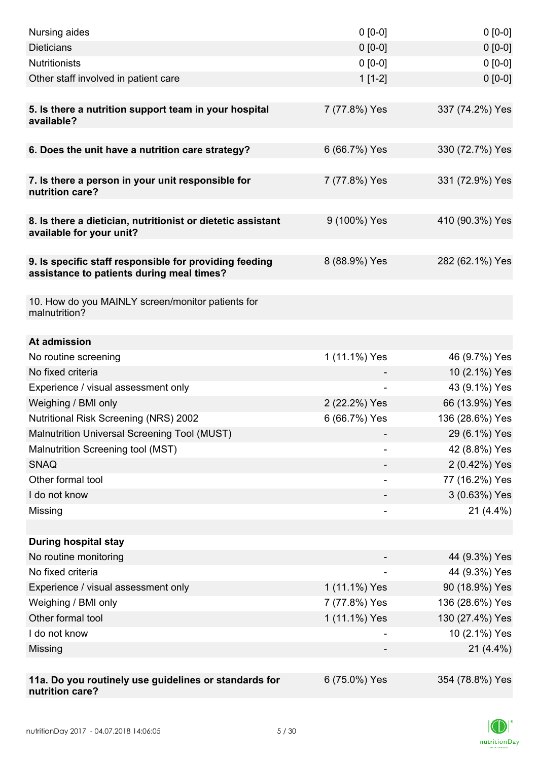| | | |
|---|---|---|
| Nursing aides | 0 [0-0] | 0 [0-0] |
| Dieticians | 0 [0-0] | 0 [0-0] |
| Nutritionists | 0 [0-0] | 0 [0-0] |
| Other staff involved in patient care | 1 [1-2] | 0 [0-0] |
| | | |
| **5. Is there a nutrition support team in your hospital available?** | 7 (77.8%) Yes | 337 (74.2%) Yes |
| | | |
| **6. Does the unit have a nutrition care strategy?** | 6 (66.7%) Yes | 330 (72.7%) Yes |
| | | |
| **7. Is there a person in your unit responsible for nutrition care?** | 7 (77.8%) Yes | 331 (72.9%) Yes |
| | | |
| **8. Is there a dietician, nutritionist or dietetic assistant available for your unit?** | 9 (100%) Yes | 410 (90.3%) Yes |
| | | |
| **9. Is specific staff responsible for providing feeding assistance to patients during meal times?** | 8 (88.9%) Yes | 282 (62.1%) Yes |
| | | |
| 10. How do you MAINLY screen/monitor patients for malnutrition? | | |
| | | |
| **At admission** | | |
| No routine screening | 1 (11.1%) Yes | 46 (9.7%) Yes |
| No fixed criteria | - | 10 (2.1%) Yes |
| Experience / visual assessment only | - | 43 (9.1%) Yes |
| Weighing / BMI only | 2 (22.2%) Yes | 66 (13.9%) Yes |
| Nutritional Risk Screening (NRS) 2002 | 6 (66.7%) Yes | 136 (28.6%) Yes |
| Malnutrition Universal Screening Tool (MUST) | - | 29 (6.1%) Yes |
| Malnutrition Screening tool (MST) | - | 42 (8.8%) Yes |
| SNAQ | - | 2 (0.42%) Yes |
| Other formal tool | - | 77 (16.2%) Yes |
| I do not know | - | 3 (0.63%) Yes |
| Missing | - | 21 (4.4%) |
| | | |
| **During hospital stay** | | |
| No routine monitoring | - | 44 (9.3%) Yes |
| No fixed criteria | - | 44 (9.3%) Yes |
| Experience / visual assessment only | 1 (11.1%) Yes | 90 (18.9%) Yes |
| Weighing / BMI only | 7 (77.8%) Yes | 136 (28.6%) Yes |
| Other formal tool | 1 (11.1%) Yes | 130 (27.4%) Yes |
| I do not know | - | 10 (2.1%) Yes |
| Missing | - | 21 (4.4%) |
| | | |
| **11a. Do you routinely use guidelines or standards for nutrition care?** | 6 (75.0%) Yes | 354 (78.8%) Yes |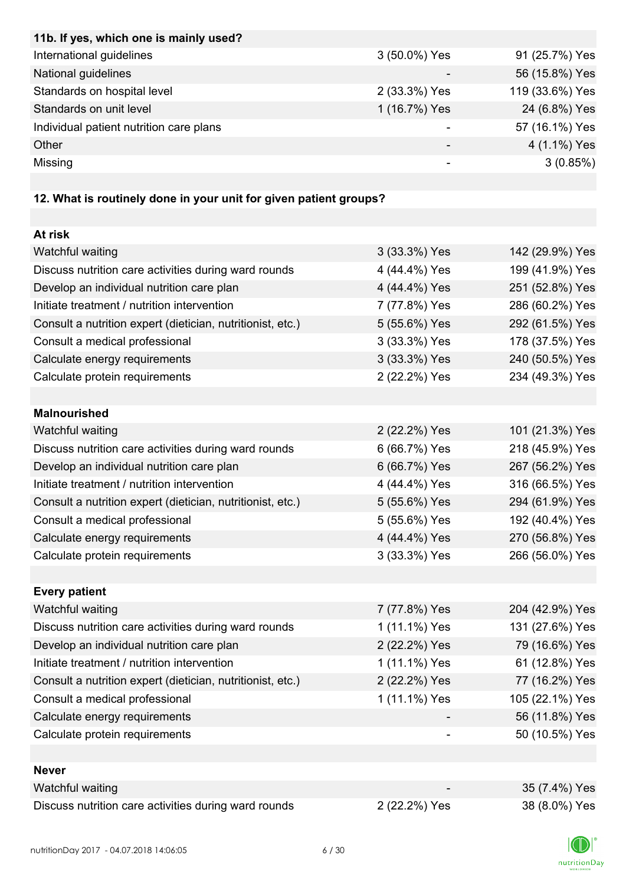| 11b. If yes, which one is mainly used? | | |
|---|---|---|
| International guidelines | 3 (50.0%) Yes | 91 (25.7%) Yes |
| National guidelines | - | 56 (15.8%) Yes |
| Standards on hospital level | 2 (33.3%) Yes | 119 (33.6%) Yes |
| Standards on unit level | 1 (16.7%) Yes | 24 (6.8%) Yes |
| Individual patient nutrition care plans | - | 57 (16.1%) Yes |
| Other | - | 4 (1.1%) Yes |
| Missing | - | 3 (0.85%) |

| 12. What is routinely done in your unit for given patient groups? | | |
|---|---|---|
| **At risk** | | |
| Watchful waiting | 3 (33.3%) Yes | 142 (29.9%) Yes |
| Discuss nutrition care activities during ward rounds | 4 (44.4%) Yes | 199 (41.9%) Yes |
| Develop an individual nutrition care plan | 4 (44.4%) Yes | 251 (52.8%) Yes |
| Initiate treatment / nutrition intervention | 7 (77.8%) Yes | 286 (60.2%) Yes |
| Consult a nutrition expert (dietician, nutritionist, etc.) | 5 (55.6%) Yes | 292 (61.5%) Yes |
| Consult a medical professional | 3 (33.3%) Yes | 178 (37.5%) Yes |
| Calculate energy requirements | 3 (33.3%) Yes | 240 (50.5%) Yes |
| Calculate protein requirements | 2 (22.2%) Yes | 234 (49.3%) Yes |
| **Malnourished** | | |
| Watchful waiting | 2 (22.2%) Yes | 101 (21.3%) Yes |
| Discuss nutrition care activities during ward rounds | 6 (66.7%) Yes | 218 (45.9%) Yes |
| Develop an individual nutrition care plan | 6 (66.7%) Yes | 267 (56.2%) Yes |
| Initiate treatment / nutrition intervention | 4 (44.4%) Yes | 316 (66.5%) Yes |
| Consult a nutrition expert (dietician, nutritionist, etc.) | 5 (55.6%) Yes | 294 (61.9%) Yes |
| Consult a medical professional | 5 (55.6%) Yes | 192 (40.4%) Yes |
| Calculate energy requirements | 4 (44.4%) Yes | 270 (56.8%) Yes |
| Calculate protein requirements | 3 (33.3%) Yes | 266 (56.0%) Yes |
| **Every patient** | | |
| Watchful waiting | 7 (77.8%) Yes | 204 (42.9%) Yes |
| Discuss nutrition care activities during ward rounds | 1 (11.1%) Yes | 131 (27.6%) Yes |
| Develop an individual nutrition care plan | 2 (22.2%) Yes | 79 (16.6%) Yes |
| Initiate treatment / nutrition intervention | 1 (11.1%) Yes | 61 (12.8%) Yes |
| Consult a nutrition expert (dietician, nutritionist, etc.) | 2 (22.2%) Yes | 77 (16.2%) Yes |
| Consult a medical professional | 1 (11.1%) Yes | 105 (22.1%) Yes |
| Calculate energy requirements | - | 56 (11.8%) Yes |
| Calculate protein requirements | - | 50 (10.5%) Yes |
| **Never** | | |
| Watchful waiting | - | 35 (7.4%) Yes |
| Discuss nutrition care activities during ward rounds | 2 (22.2%) Yes | 38 (8.0%) Yes |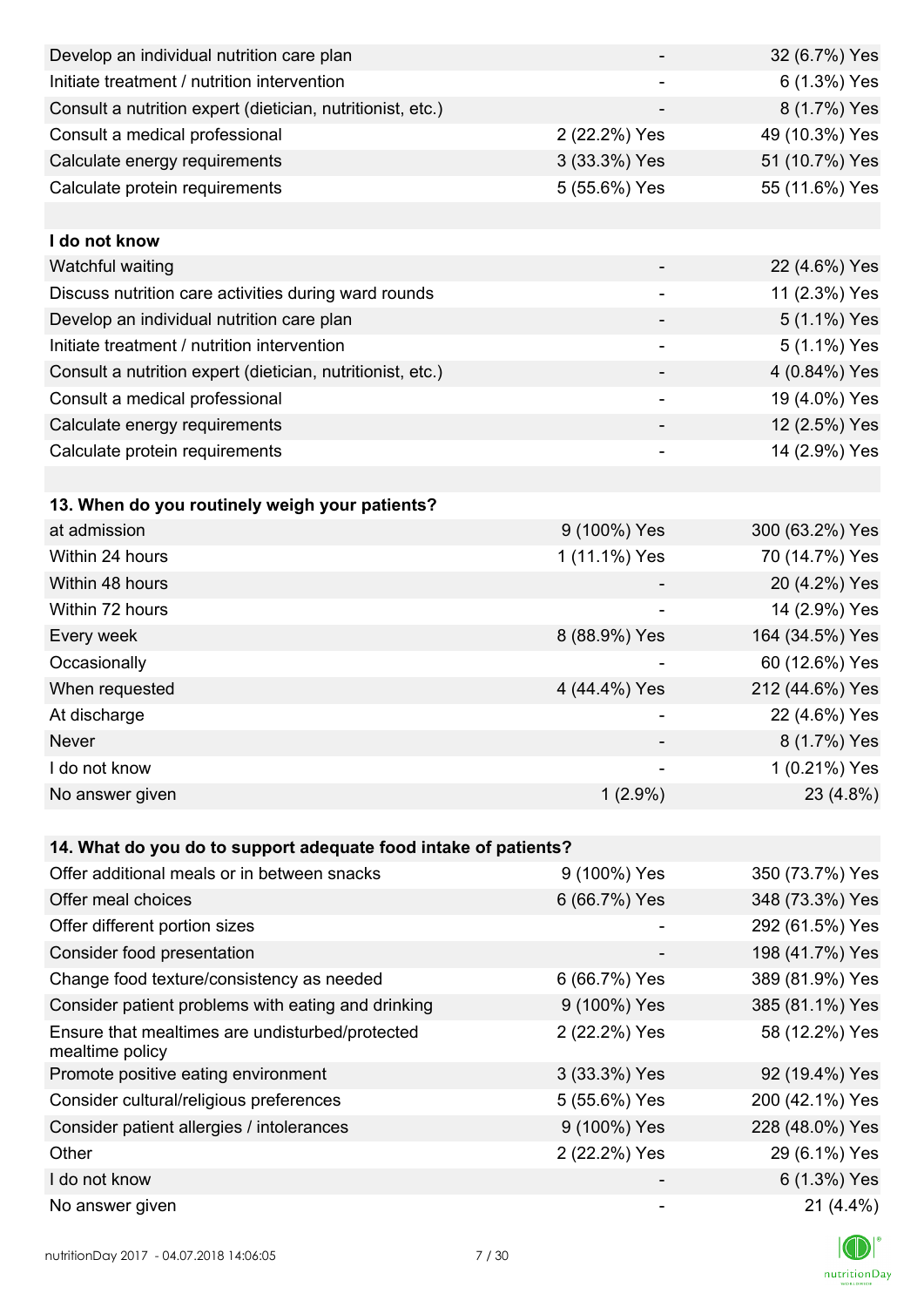| | | |
|---|---|---|
| Develop an individual nutrition care plan | - | 32 (6.7%) Yes |
| Initiate treatment / nutrition intervention | - | 6 (1.3%) Yes |
| Consult a nutrition expert (dietician, nutritionist, etc.) | - | 8 (1.7%) Yes |
| Consult a medical professional | 2 (22.2%) Yes | 49 (10.3%) Yes |
| Calculate energy requirements | 3 (33.3%) Yes | 51 (10.7%) Yes |
| Calculate protein requirements | 5 (55.6%) Yes | 55 (11.6%) Yes |
| | | |
| **I do not know** | | |
| Watchful waiting | - | 22 (4.6%) Yes |
| Discuss nutrition care activities during ward rounds | - | 11 (2.3%) Yes |
| Develop an individual nutrition care plan | - | 5 (1.1%) Yes |
| Initiate treatment / nutrition intervention | - | 5 (1.1%) Yes |
| Consult a nutrition expert (dietician, nutritionist, etc.) | - | 4 (0.84%) Yes |
| Consult a medical professional | - | 19 (4.0%) Yes |
| Calculate energy requirements | - | 12 (2.5%) Yes |
| Calculate protein requirements | - | 14 (2.9%) Yes |

| **13. When do you routinely weigh your patients?** | | |
|---|---|---|
| at admission | 9 (100%) Yes | 300 (63.2%) Yes |
| Within 24 hours | 1 (11.1%) Yes | 70 (14.7%) Yes |
| Within 48 hours | - | 20 (4.2%) Yes |
| Within 72 hours | - | 14 (2.9%) Yes |
| Every week | 8 (88.9%) Yes | 164 (34.5%) Yes |
| Occasionally | - | 60 (12.6%) Yes |
| When requested | 4 (44.4%) Yes | 212 (44.6%) Yes |
| At discharge | - | 22 (4.6%) Yes |
| Never | - | 8 (1.7%) Yes |
| I do not know | - | 1 (0.21%) Yes |
| No answer given | 1 (2.9%) | 23 (4.8%) |

| **14. What do you do to support adequate food intake of patients?** | | |
|---|---|---|
| Offer additional meals or in between snacks | 9 (100%) Yes | 350 (73.7%) Yes |
| Offer meal choices | 6 (66.7%) Yes | 348 (73.3%) Yes |
| Offer different portion sizes | - | 292 (61.5%) Yes |
| Consider food presentation | - | 198 (41.7%) Yes |
| Change food texture/consistency as needed | 6 (66.7%) Yes | 389 (81.9%) Yes |
| Consider patient problems with eating and drinking | 9 (100%) Yes | 385 (81.1%) Yes |
| Ensure that mealtimes are undisturbed/protected mealtime policy | 2 (22.2%) Yes | 58 (12.2%) Yes |
| Promote positive eating environment | 3 (33.3%) Yes | 92 (19.4%) Yes |
| Consider cultural/religious preferences | 5 (55.6%) Yes | 200 (42.1%) Yes |
| Consider patient allergies / intolerances | 9 (100%) Yes | 228 (48.0%) Yes |
| Other | 2 (22.2%) Yes | 29 (6.1%) Yes |
| I do not know | - | 6 (1.3%) Yes |
| No answer given | - | 21 (4.4%) |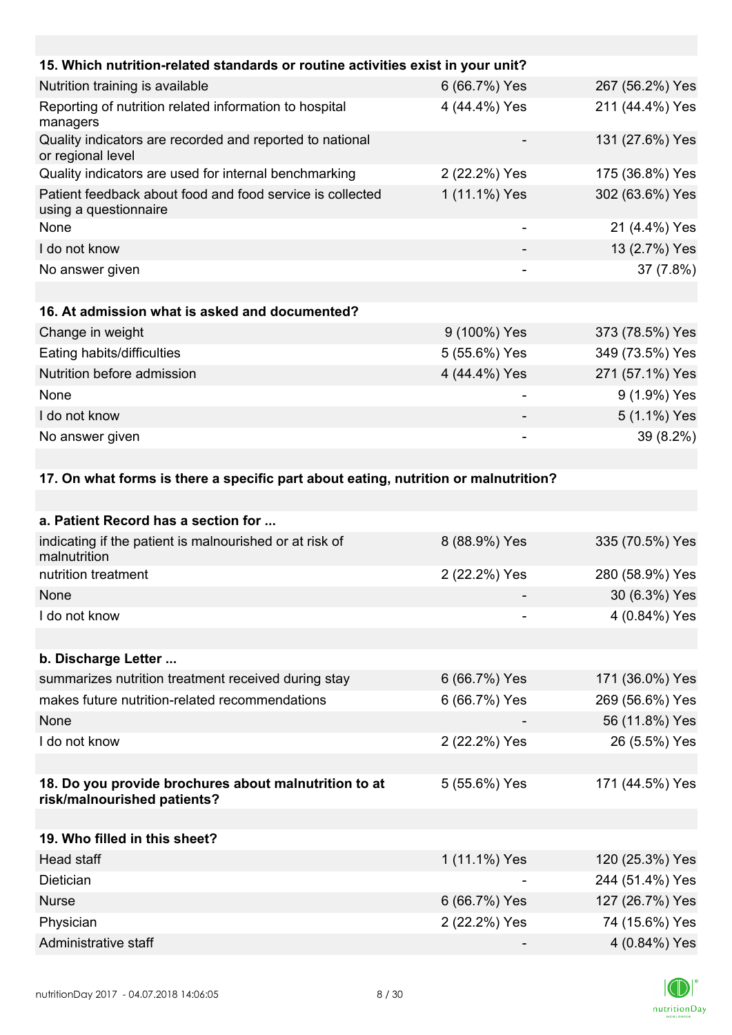| | | |
|---|---|---|
| **15. Which nutrition-related standards or routine activities exist in your unit?** | | |
| Nutrition training is available | 6 (66.7%) Yes | 267 (56.2%) Yes |
| Reporting of nutrition related information to hospital managers | 4 (44.4%) Yes | 211 (44.4%) Yes |
| Quality indicators are recorded and reported to national or regional level | - | 131 (27.6%) Yes |
| Quality indicators are used for internal benchmarking | 2 (22.2%) Yes | 175 (36.8%) Yes |
| Patient feedback about food and food service is collected using a questionnaire | 1 (11.1%) Yes | 302 (63.6%) Yes |
| None | - | 21 (4.4%) Yes |
| I do not know | - | 13 (2.7%) Yes |
| No answer given | - | 37 (7.8%) |
| | | |
| **16. At admission what is asked and documented?** | | |
| Change in weight | 9 (100%) Yes | 373 (78.5%) Yes |
| Eating habits/difficulties | 5 (55.6%) Yes | 349 (73.5%) Yes |
| Nutrition before admission | 4 (44.4%) Yes | 271 (57.1%) Yes |
| None | - | 9 (1.9%) Yes |
| I do not know | - | 5 (1.1%) Yes |
| No answer given | - | 39 (8.2%) |
| | | |
| **17. On what forms is there a specific part about eating, nutrition or malnutrition?** | | |
| | | |
| **a. Patient Record has a section for ...** | | |
| indicating if the patient is malnourished or at risk of malnutrition | 8 (88.9%) Yes | 335 (70.5%) Yes |
| nutrition treatment | 2 (22.2%) Yes | 280 (58.9%) Yes |
| None | - | 30 (6.3%) Yes |
| I do not know | - | 4 (0.84%) Yes |
| | | |
| **b. Discharge Letter ...** | | |
| summarizes nutrition treatment received during stay | 6 (66.7%) Yes | 171 (36.0%) Yes |
| makes future nutrition-related recommendations | 6 (66.7%) Yes | 269 (56.6%) Yes |
| None | - | 56 (11.8%) Yes |
| I do not know | 2 (22.2%) Yes | 26 (5.5%) Yes |
| | | |
| **18. Do you provide brochures about malnutrition to at risk/malnourished patients?** | 5 (55.6%) Yes | 171 (44.5%) Yes |
| | | |
| **19. Who filled in this sheet?** | | |
| Head staff | 1 (11.1%) Yes | 120 (25.3%) Yes |
| Dietician | - | 244 (51.4%) Yes |
| Nurse | 6 (66.7%) Yes | 127 (26.7%) Yes |
| Physician | 2 (22.2%) Yes | 74 (15.6%) Yes |
| Administrative staff | - | 4 (0.84%) Yes |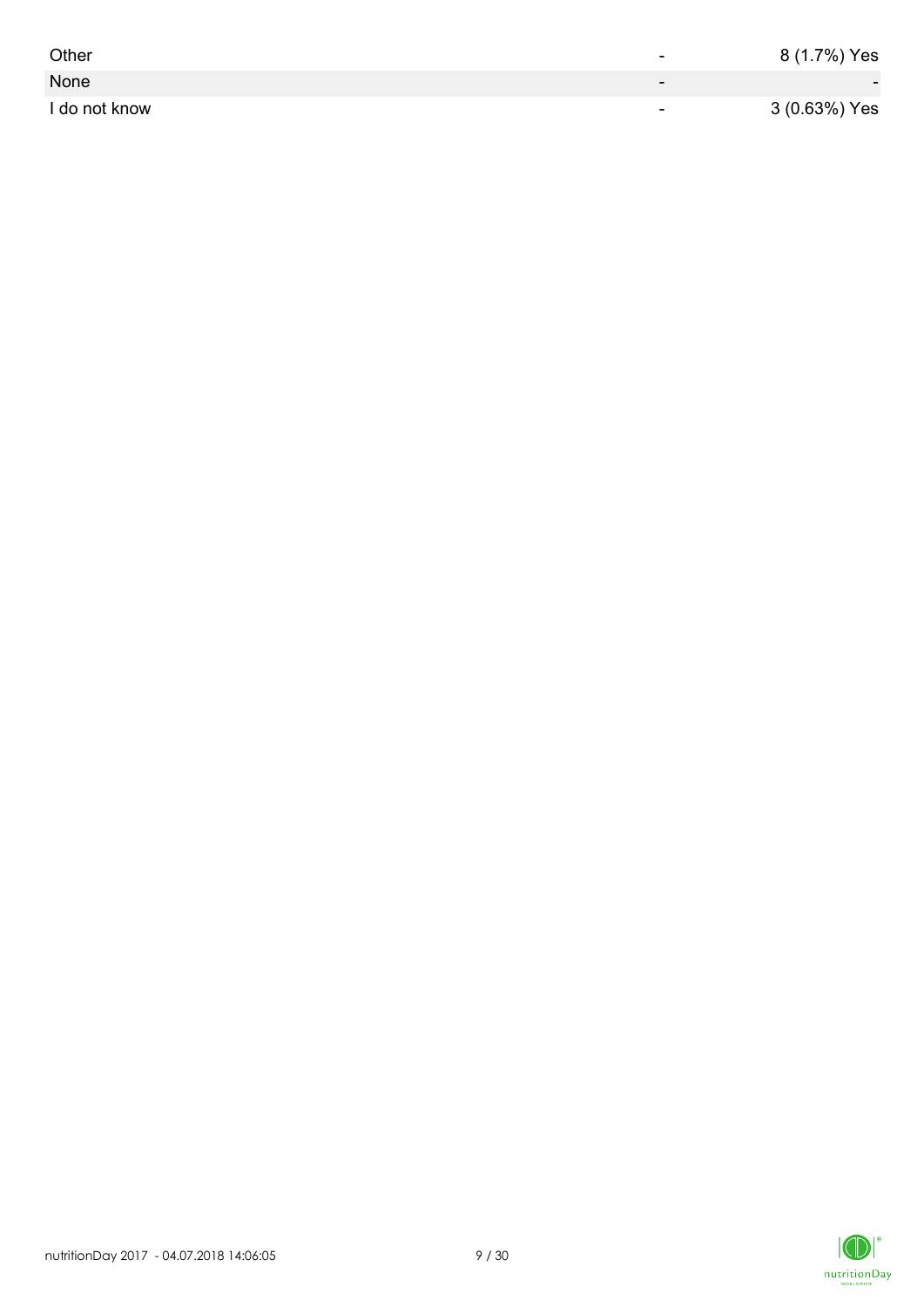| | | |
|---|---|---|
| Other | - | 8 (1.7%) Yes |
| None | - | - |
| I do not know | - | 3 (0.63%) Yes |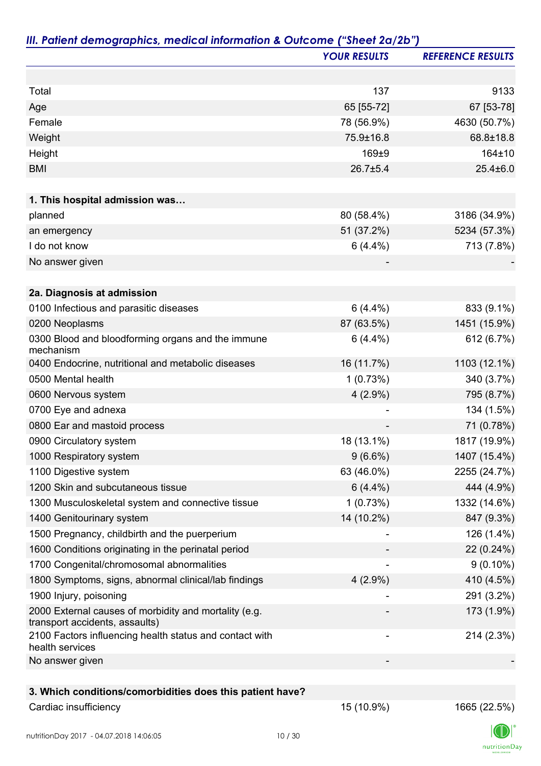## *III. Patient demographics, medical information & Outcome ("Sheet 2a/2b")*

| | *YOUR RESULTS* | *REFERENCE RESULTS* |
|---|---|---|
| | | |
| Total | 137 | 9133 |
| Age | 65 [55-72] | 67 [53-78] |
| Female | 78 (56.9%) | 4630 (50.7%) |
| Weight | 75.9±16.8 | 68.8±18.8 |
| Height | 169±9 | 164±10 |
| BMI | 26.7±5.4 | 25.4±6.0 |
| | | |
| **1. This hospital admission was…** | | |
| planned | 80 (58.4%) | 3186 (34.9%) |
| an emergency | 51 (37.2%) | 5234 (57.3%) |
| I do not know | 6 (4.4%) | 713 (7.8%) |
| No answer given | - | - |
| | | |
| **2a. Diagnosis at admission** | | |
| 0100 Infectious and parasitic diseases | 6 (4.4%) | 833 (9.1%) |
| 0200 Neoplasms | 87 (63.5%) | 1451 (15.9%) |
| 0300 Blood and bloodforming organs and the immune mechanism | 6 (4.4%) | 612 (6.7%) |
| 0400 Endocrine, nutritional and metabolic diseases | 16 (11.7%) | 1103 (12.1%) |
| 0500 Mental health | 1 (0.73%) | 340 (3.7%) |
| 0600 Nervous system | 4 (2.9%) | 795 (8.7%) |
| 0700 Eye and adnexa | - | 134 (1.5%) |
| 0800 Ear and mastoid process | - | 71 (0.78%) |
| 0900 Circulatory system | 18 (13.1%) | 1817 (19.9%) |
| 1000 Respiratory system | 9 (6.6%) | 1407 (15.4%) |
| 1100 Digestive system | 63 (46.0%) | 2255 (24.7%) |
| 1200 Skin and subcutaneous tissue | 6 (4.4%) | 444 (4.9%) |
| 1300 Musculoskeletal system and connective tissue | 1 (0.73%) | 1332 (14.6%) |
| 1400 Genitourinary system | 14 (10.2%) | 847 (9.3%) |
| 1500 Pregnancy, childbirth and the puerperium | - | 126 (1.4%) |
| 1600 Conditions originating in the perinatal period | - | 22 (0.24%) |
| 1700 Congenital/chromosomal abnormalities | - | 9 (0.10%) |
| 1800 Symptoms, signs, abnormal clinical/lab findings | 4 (2.9%) | 410 (4.5%) |
| 1900 Injury, poisoning | - | 291 (3.2%) |
| 2000 External causes of morbidity and mortality (e.g. transport accidents, assaults) | - | 173 (1.9%) |
| 2100 Factors influencing health status and contact with health services | - | 214 (2.3%) |
| No answer given | - | - |
| | | |
| **3. Which conditions/comorbidities does this patient have?** | | |
| Cardiac insufficiency | 15 (10.9%) | 1665 (22.5%) |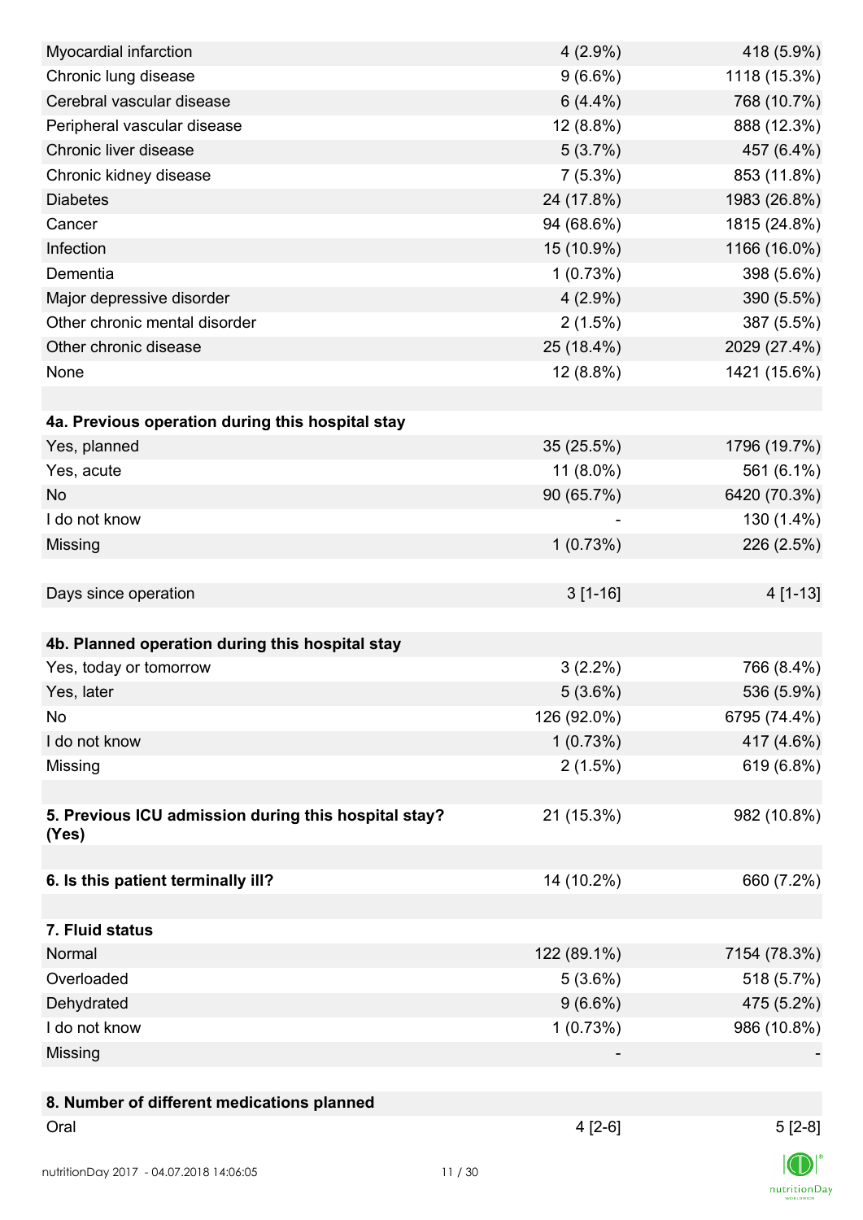| | | |
|---|---|---|
| Myocardial infarction | 4 (2.9%) | 418 (5.9%) |
| Chronic lung disease | 9 (6.6%) | 1118 (15.3%) |
| Cerebral vascular disease | 6 (4.4%) | 768 (10.7%) |
| Peripheral vascular disease | 12 (8.8%) | 888 (12.3%) |
| Chronic liver disease | 5 (3.7%) | 457 (6.4%) |
| Chronic kidney disease | 7 (5.3%) | 853 (11.8%) |
| Diabetes | 24 (17.8%) | 1983 (26.8%) |
| Cancer | 94 (68.6%) | 1815 (24.8%) |
| Infection | 15 (10.9%) | 1166 (16.0%) |
| Dementia | 1 (0.73%) | 398 (5.6%) |
| Major depressive disorder | 4 (2.9%) | 390 (5.5%) |
| Other chronic mental disorder | 2 (1.5%) | 387 (5.5%) |
| Other chronic disease | 25 (18.4%) | 2029 (27.4%) |
| None | 12 (8.8%) | 1421 (15.6%) |
| | | |
| **4a. Previous operation during this hospital stay** | | |
| Yes, planned | 35 (25.5%) | 1796 (19.7%) |
| Yes, acute | 11 (8.0%) | 561 (6.1%) |
| No | 90 (65.7%) | 6420 (70.3%) |
| I do not know | - | 130 (1.4%) |
| Missing | 1 (0.73%) | 226 (2.5%) |
| | | |
| Days since operation | 3 [1-16] | 4 [1-13] |
| | | |
| **4b. Planned operation during this hospital stay** | | |
| Yes, today or tomorrow | 3 (2.2%) | 766 (8.4%) |
| Yes, later | 5 (3.6%) | 536 (5.9%) |
| No | 126 (92.0%) | 6795 (74.4%) |
| I do not know | 1 (0.73%) | 417 (4.6%) |
| Missing | 2 (1.5%) | 619 (6.8%) |
| | | |
| **5. Previous ICU admission during this hospital stay? (Yes)** | 21 (15.3%) | 982 (10.8%) |
| | | |
| **6. Is this patient terminally ill?** | 14 (10.2%) | 660 (7.2%) |
| | | |
| **7. Fluid status** | | |
| Normal | 122 (89.1%) | 7154 (78.3%) |
| Overloaded | 5 (3.6%) | 518 (5.7%) |
| Dehydrated | 9 (6.6%) | 475 (5.2%) |
| I do not know | 1 (0.73%) | 986 (10.8%) |
| Missing | - | - |
| | | |
| **8. Number of different medications planned** | | |
| Oral | 4 [2-6] | 5 [2-8] |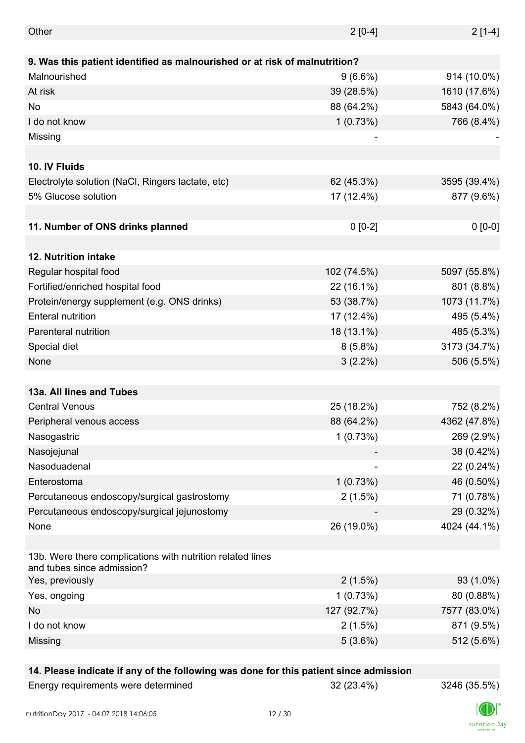| | | |
|---|---|---|
| Other | 2 [0-4] | 2 [1-4] |

| **9. Was this patient identified as malnourished or at risk of malnutrition?** | | |
|---|---|---|
| Malnourished | 9 (6.6%) | 914 (10.0%) |
| At risk | 39 (28.5%) | 1610 (17.6%) |
| No | 88 (64.2%) | 5843 (64.0%) |
| I do not know | 1 (0.73%) | 766 (8.4%) |
| Missing | - | - |

| **10. IV Fluids** | | |
|---|---|---|
| Electrolyte solution (NaCl, Ringers lactate, etc) | 62 (45.3%) | 3595 (39.4%) |
| 5% Glucose solution | 17 (12.4%) | 877 (9.6%) |

| **11. Number of ONS drinks planned** | 0 [0-2] | 0 [0-0] |
|---|---|---|

| **12. Nutrition intake** | | |
|---|---|---|
| Regular hospital food | 102 (74.5%) | 5097 (55.8%) |
| Fortified/enriched hospital food | 22 (16.1%) | 801 (8.8%) |
| Protein/energy supplement (e.g. ONS drinks) | 53 (38.7%) | 1073 (11.7%) |
| Enteral nutrition | 17 (12.4%) | 495 (5.4%) |
| Parenteral nutrition | 18 (13.1%) | 485 (5.3%) |
| Special diet | 8 (5.8%) | 3173 (34.7%) |
| None | 3 (2.2%) | 506 (5.5%) |

| **13a. All lines and Tubes** | | |
|---|---|---|
| Central Venous | 25 (18.2%) | 752 (8.2%) |
| Peripheral venous access | 88 (64.2%) | 4362 (47.8%) |
| Nasogastric | 1 (0.73%) | 269 (2.9%) |
| Nasojejunal | - | 38 (0.42%) |
| Nasoduadenal | - | 22 (0.24%) |
| Enterostoma | 1 (0.73%) | 46 (0.50%) |
| Percutaneous endoscopy/surgical gastrostomy | 2 (1.5%) | 71 (0.78%) |
| Percutaneous endoscopy/surgical jejunostomy | - | 29 (0.32%) |
| None | 26 (19.0%) | 4024 (44.1%) |

| 13b. Were there complications with nutrition related lines and tubes since admission? | | |
|---|---|---|
| Yes, previously | 2 (1.5%) | 93 (1.0%) |
| Yes, ongoing | 1 (0.73%) | 80 (0.88%) |
| No | 127 (92.7%) | 7577 (83.0%) |
| I do not know | 2 (1.5%) | 871 (9.5%) |
| Missing | 5 (3.6%) | 512 (5.6%) |

| **14. Please indicate if any of the following was done for this patient since admission** | | |
|---|---|---|
| Energy requirements were determined | 32 (23.4%) | 3246 (35.5%) |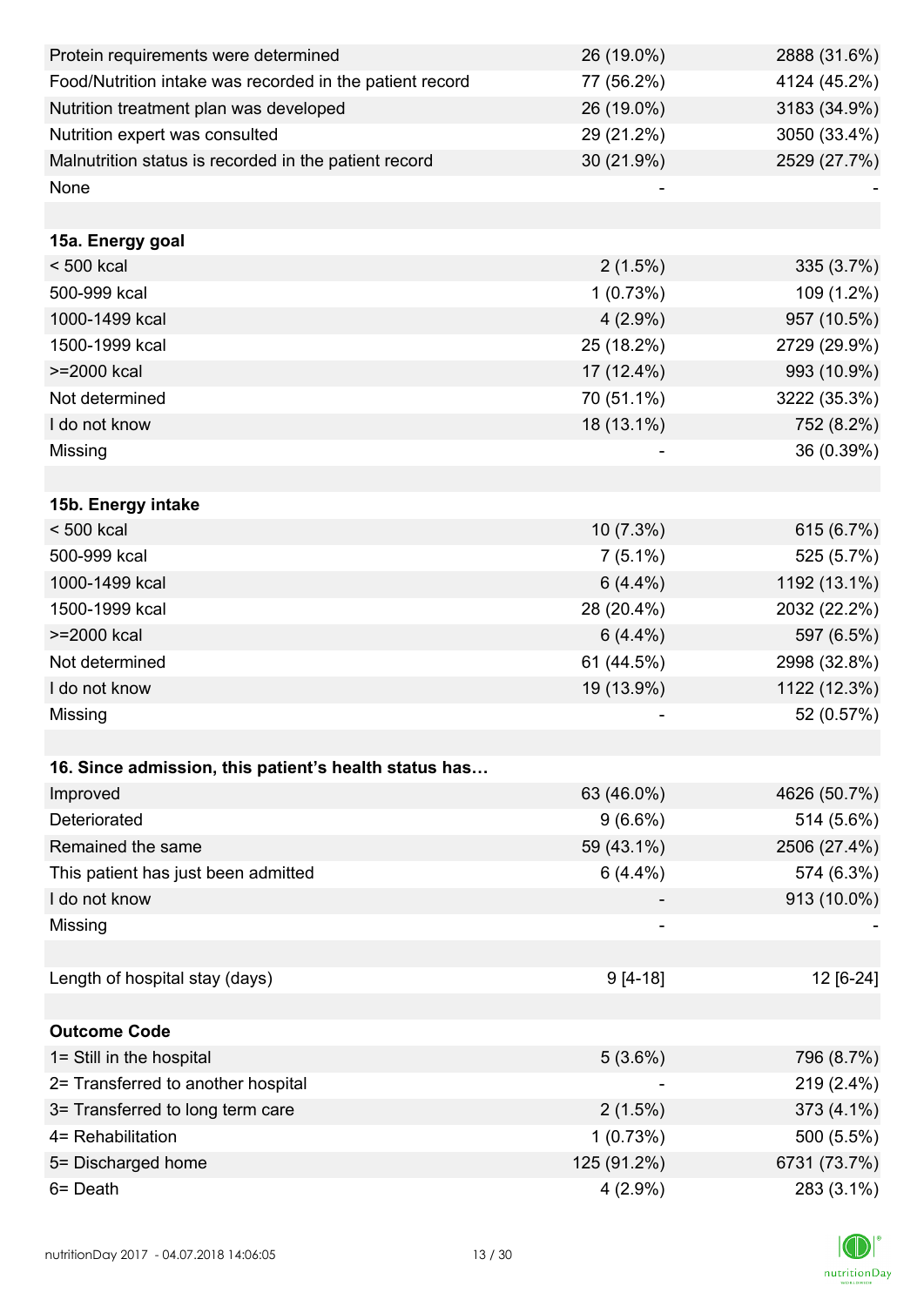| | | |
|---|---|---|
| Protein requirements were determined | 26 (19.0%) | 2888 (31.6%) |
| Food/Nutrition intake was recorded in the patient record | 77 (56.2%) | 4124 (45.2%) |
| Nutrition treatment plan was developed | 26 (19.0%) | 3183 (34.9%) |
| Nutrition expert was consulted | 29 (21.2%) | 3050 (33.4%) |
| Malnutrition status is recorded in the patient record | 30 (21.9%) | 2529 (27.7%) |
| None | - | - |
| | | |
| **15a. Energy goal** | | |
| < 500 kcal | 2 (1.5%) | 335 (3.7%) |
| 500-999 kcal | 1 (0.73%) | 109 (1.2%) |
| 1000-1499 kcal | 4 (2.9%) | 957 (10.5%) |
| 1500-1999 kcal | 25 (18.2%) | 2729 (29.9%) |
| >=2000 kcal | 17 (12.4%) | 993 (10.9%) |
| Not determined | 70 (51.1%) | 3222 (35.3%) |
| I do not know | 18 (13.1%) | 752 (8.2%) |
| Missing | - | 36 (0.39%) |
| | | |
| **15b. Energy intake** | | |
| < 500 kcal | 10 (7.3%) | 615 (6.7%) |
| 500-999 kcal | 7 (5.1%) | 525 (5.7%) |
| 1000-1499 kcal | 6 (4.4%) | 1192 (13.1%) |
| 1500-1999 kcal | 28 (20.4%) | 2032 (22.2%) |
| >=2000 kcal | 6 (4.4%) | 597 (6.5%) |
| Not determined | 61 (44.5%) | 2998 (32.8%) |
| I do not know | 19 (13.9%) | 1122 (12.3%) |
| Missing | - | 52 (0.57%) |
| | | |
| **16. Since admission, this patient's health status has…** | | |
| Improved | 63 (46.0%) | 4626 (50.7%) |
| Deteriorated | 9 (6.6%) | 514 (5.6%) |
| Remained the same | 59 (43.1%) | 2506 (27.4%) |
| This patient has just been admitted | 6 (4.4%) | 574 (6.3%) |
| I do not know | - | 913 (10.0%) |
| Missing | - | - |
| | | |
| Length of hospital stay (days) | 9 [4-18] | 12 [6-24] |
| | | |
| **Outcome Code** | | |
| 1= Still in the hospital | 5 (3.6%) | 796 (8.7%) |
| 2= Transferred to another hospital | - | 219 (2.4%) |
| 3= Transferred to long term care | 2 (1.5%) | 373 (4.1%) |
| 4= Rehabilitation | 1 (0.73%) | 500 (5.5%) |
| 5= Discharged home | 125 (91.2%) | 6731 (73.7%) |
| 6= Death | 4 (2.9%) | 283 (3.1%) |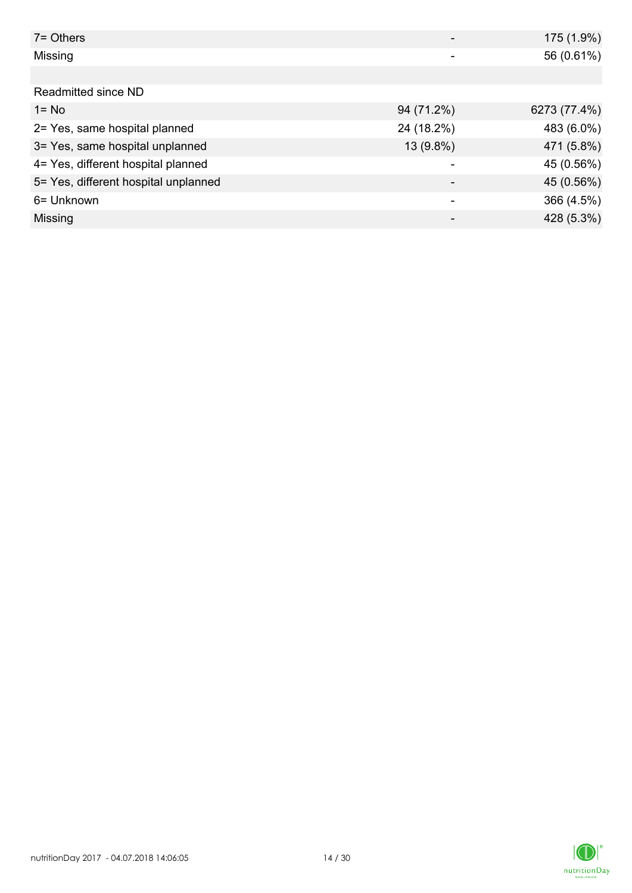| | | |
|---|---|---|
| 7= Others | - | 175 (1.9%) |
| Missing | - | 56 (0.61%) |
| | | |
| Readmitted since ND | | |
| 1= No | 94 (71.2%) | 6273 (77.4%) |
| 2= Yes, same hospital planned | 24 (18.2%) | 483 (6.0%) |
| 3= Yes, same hospital unplanned | 13 (9.8%) | 471 (5.8%) |
| 4= Yes, different hospital planned | - | 45 (0.56%) |
| 5= Yes, different hospital unplanned | - | 45 (0.56%) |
| 6= Unknown | - | 366 (4.5%) |
| Missing | - | 428 (5.3%) |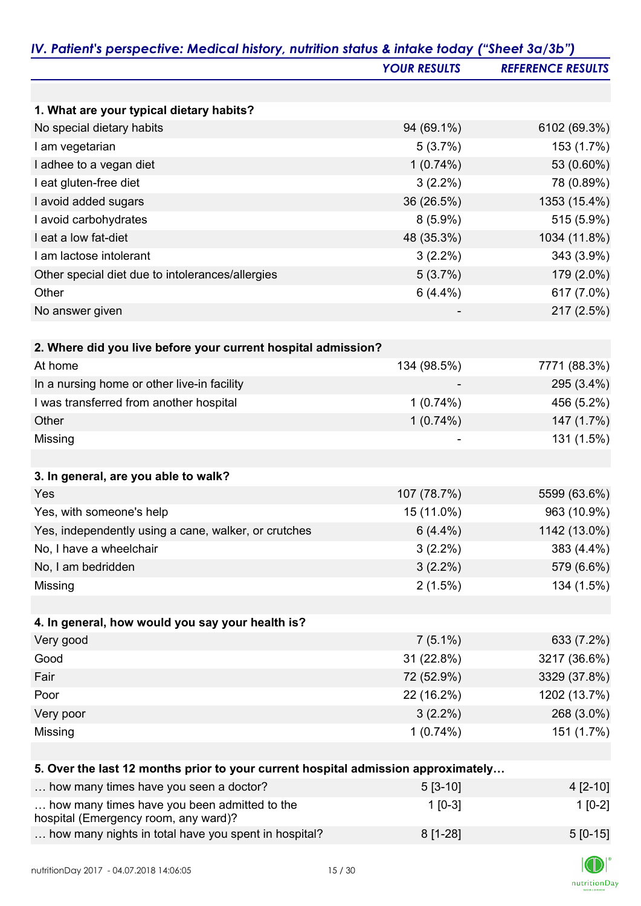## IV. Patient's perspective: Medical history, nutrition status & intake today ("Sheet 3a/3b")

| | YOUR RESULTS | REFERENCE RESULTS |
|---|---|---|
| **1. What are your typical dietary habits?** | | |
| No special dietary habits | 94 (69.1%) | 6102 (69.3%) |
| I am vegetarian | 5 (3.7%) | 153 (1.7%) |
| I adhee to a vegan diet | 1 (0.74%) | 53 (0.60%) |
| I eat gluten-free diet | 3 (2.2%) | 78 (0.89%) |
| I avoid added sugars | 36 (26.5%) | 1353 (15.4%) |
| I avoid carbohydrates | 8 (5.9%) | 515 (5.9%) |
| I eat a low fat-diet | 48 (35.3%) | 1034 (11.8%) |
| I am lactose intolerant | 3 (2.2%) | 343 (3.9%) |
| Other special diet due to intolerances/allergies | 5 (3.7%) | 179 (2.0%) |
| Other | 6 (4.4%) | 617 (7.0%) |
| No answer given | - | 217 (2.5%) |
| **2. Where did you live before your current hospital admission?** | | |
| At home | 134 (98.5%) | 7771 (88.3%) |
| In a nursing home or other live-in facility | - | 295 (3.4%) |
| I was transferred from another hospital | 1 (0.74%) | 456 (5.2%) |
| Other | 1 (0.74%) | 147 (1.7%) |
| Missing | - | 131 (1.5%) |
| **3. In general, are you able to walk?** | | |
| Yes | 107 (78.7%) | 5599 (63.6%) |
| Yes, with someone's help | 15 (11.0%) | 963 (10.9%) |
| Yes, independently using a cane, walker, or crutches | 6 (4.4%) | 1142 (13.0%) |
| No, I have a wheelchair | 3 (2.2%) | 383 (4.4%) |
| No, I am bedridden | 3 (2.2%) | 579 (6.6%) |
| Missing | 2 (1.5%) | 134 (1.5%) |
| **4. In general, how would you say your health is?** | | |
| Very good | 7 (5.1%) | 633 (7.2%) |
| Good | 31 (22.8%) | 3217 (36.6%) |
| Fair | 72 (52.9%) | 3329 (37.8%) |
| Poor | 22 (16.2%) | 1202 (13.7%) |
| Very poor | 3 (2.2%) | 268 (3.0%) |
| Missing | 1 (0.74%) | 151 (1.7%) |
| **5. Over the last 12 months prior to your current hospital admission approximately…** | | |
| … how many times have you seen a doctor? | 5 [3-10] | 4 [2-10] |
| … how many times have you been admitted to the hospital (Emergency room, any ward)? | 1 [0-3] | 1 [0-2] |
| … how many nights in total have you spent in hospital? | 8 [1-28] | 5 [0-15] |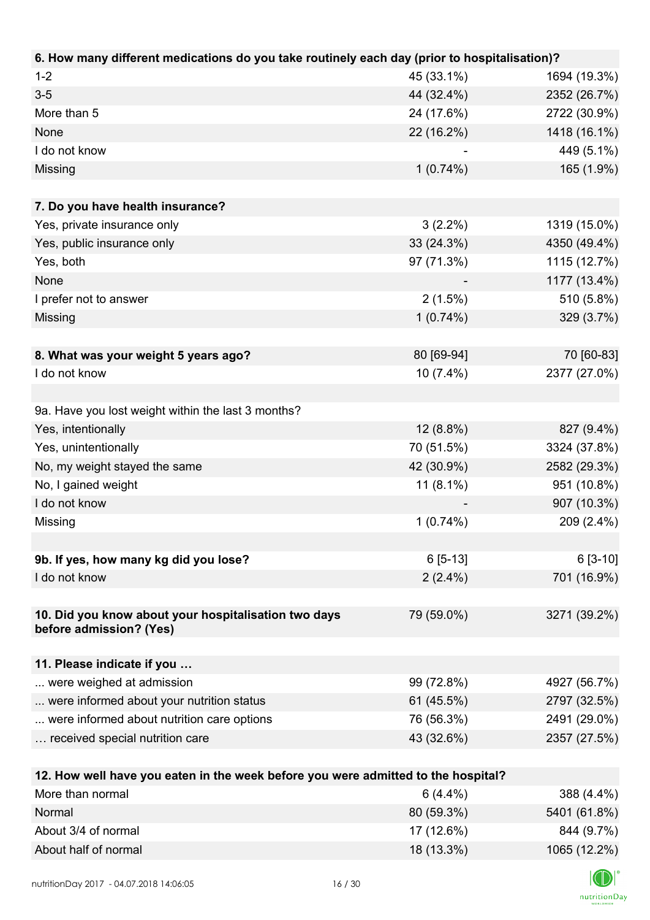| 6. How many different medications do you take routinely each day (prior to hospitalisation)? | | |
|---|---|---|
| 1-2 | 45 (33.1%) | 1694 (19.3%) |
| 3-5 | 44 (32.4%) | 2352 (26.7%) |
| More than 5 | 24 (17.6%) | 2722 (30.9%) |
| None | 22 (16.2%) | 1418 (16.1%) |
| I do not know | - | 449 (5.1%) |
| Missing | 1 (0.74%) | 165 (1.9%) |

| 7. Do you have health insurance? | | |
|---|---|---|
| Yes, private insurance only | 3 (2.2%) | 1319 (15.0%) |
| Yes, public insurance only | 33 (24.3%) | 4350 (49.4%) |
| Yes, both | 97 (71.3%) | 1115 (12.7%) |
| None | - | 1177 (13.4%) |
| I prefer not to answer | 2 (1.5%) | 510 (5.8%) |
| Missing | 1 (0.74%) | 329 (3.7%) |

| 8. What was your weight 5 years ago? | 80 [69-94] | 70 [60-83] |
|---|---|---|
| I do not know | 10 (7.4%) | 2377 (27.0%) |

| 9a. Have you lost weight within the last 3 months? | | |
|---|---|---|
| Yes, intentionally | 12 (8.8%) | 827 (9.4%) |
| Yes, unintentionally | 70 (51.5%) | 3324 (37.8%) |
| No, my weight stayed the same | 42 (30.9%) | 2582 (29.3%) |
| No, I gained weight | 11 (8.1%) | 951 (10.8%) |
| I do not know | - | 907 (10.3%) |
| Missing | 1 (0.74%) | 209 (2.4%) |

| 9b. If yes, how many kg did you lose? | 6 [5-13] | 6 [3-10] |
|---|---|---|
| I do not know | 2 (2.4%) | 701 (16.9%) |

| 10. Did you know about your hospitalisation two days before admission? (Yes) | 79 (59.0%) | 3271 (39.2%) |
|---|---|---|

| 11. Please indicate if you … | | |
|---|---|---|
| ... were weighed at admission | 99 (72.8%) | 4927 (56.7%) |
| ... were informed about your nutrition status | 61 (45.5%) | 2797 (32.5%) |
| ... were informed about nutrition care options | 76 (56.3%) | 2491 (29.0%) |
| … received special nutrition care | 43 (32.6%) | 2357 (27.5%) |

| 12. How well have you eaten in the week before you were admitted to the hospital? | | |
|---|---|---|
| More than normal | 6 (4.4%) | 388 (4.4%) |
| Normal | 80 (59.3%) | 5401 (61.8%) |
| About 3/4 of normal | 17 (12.6%) | 844 (9.7%) |
| About half of normal | 18 (13.3%) | 1065 (12.2%) |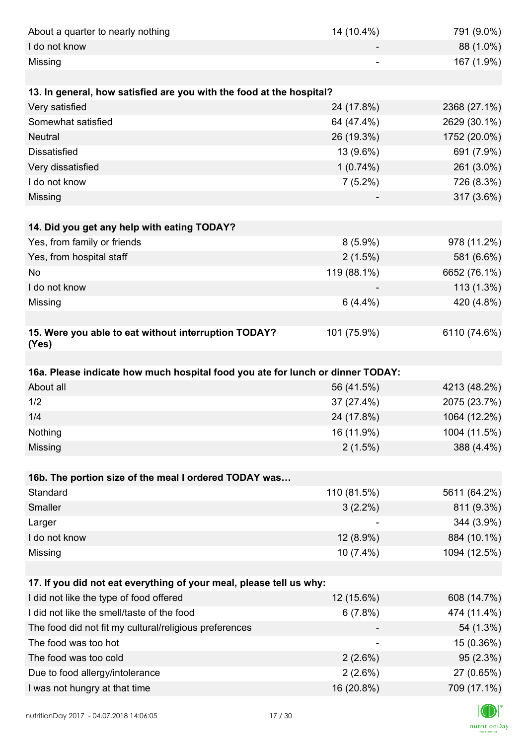| | | |
|---|---|---|
| About a quarter to nearly nothing | 14 (10.4%) | 791 (9.0%) |
| I do not know | - | 88 (1.0%) |
| Missing | - | 167 (1.9%) |
| | | |
| **13. In general, how satisfied are you with the food at the hospital?** | | |
| Very satisfied | 24 (17.8%) | 2368 (27.1%) |
| Somewhat satisfied | 64 (47.4%) | 2629 (30.1%) |
| Neutral | 26 (19.3%) | 1752 (20.0%) |
| Dissatisfied | 13 (9.6%) | 691 (7.9%) |
| Very dissatisfied | 1 (0.74%) | 261 (3.0%) |
| I do not know | 7 (5.2%) | 726 (8.3%) |
| Missing | - | 317 (3.6%) |
| | | |
| **14. Did you get any help with eating TODAY?** | | |
| Yes, from family or friends | 8 (5.9%) | 978 (11.2%) |
| Yes, from hospital staff | 2 (1.5%) | 581 (6.6%) |
| No | 119 (88.1%) | 6652 (76.1%) |
| I do not know | - | 113 (1.3%) |
| Missing | 6 (4.4%) | 420 (4.8%) |
| | | |
| **15. Were you able to eat without interruption TODAY? (Yes)** | 101 (75.9%) | 6110 (74.6%) |
| | | |
| **16a. Please indicate how much hospital food you ate for lunch or dinner TODAY:** | | |
| About all | 56 (41.5%) | 4213 (48.2%) |
| 1/2 | 37 (27.4%) | 2075 (23.7%) |
| 1/4 | 24 (17.8%) | 1064 (12.2%) |
| Nothing | 16 (11.9%) | 1004 (11.5%) |
| Missing | 2 (1.5%) | 388 (4.4%) |
| | | |
| **16b. The portion size of the meal I ordered TODAY was…** | | |
| Standard | 110 (81.5%) | 5611 (64.2%) |
| Smaller | 3 (2.2%) | 811 (9.3%) |
| Larger | - | 344 (3.9%) |
| I do not know | 12 (8.9%) | 884 (10.1%) |
| Missing | 10 (7.4%) | 1094 (12.5%) |
| | | |
| **17. If you did not eat everything of your meal, please tell us why:** | | |
| I did not like the type of food offered | 12 (15.6%) | 608 (14.7%) |
| I did not like the smell/taste of the food | 6 (7.8%) | 474 (11.4%) |
| The food did not fit my cultural/religious preferences | - | 54 (1.3%) |
| The food was too hot | - | 15 (0.36%) |
| The food was too cold | 2 (2.6%) | 95 (2.3%) |
| Due to food allergy/intolerance | 2 (2.6%) | 27 (0.65%) |
| I was not hungry at that time | 16 (20.8%) | 709 (17.1%) |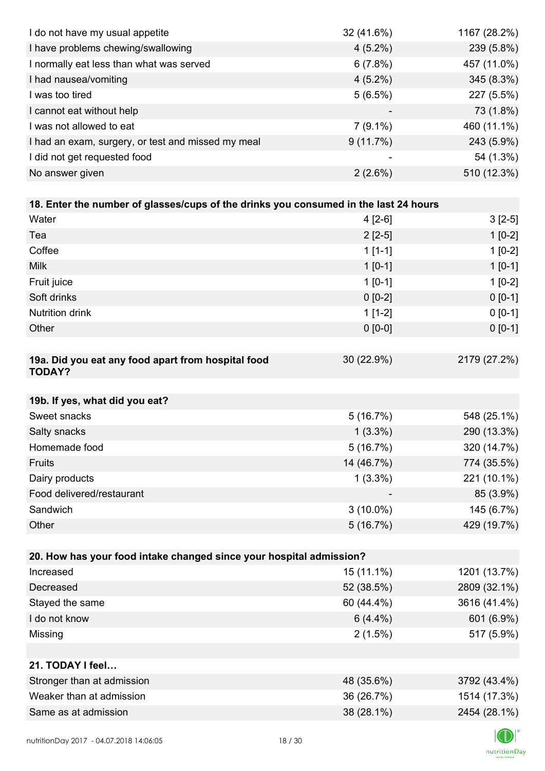| | | |
|---|---|---|
| I do not have my usual appetite | 32 (41.6%) | 1167 (28.2%) |
| I have problems chewing/swallowing | 4 (5.2%) | 239 (5.8%) |
| I normally eat less than what was served | 6 (7.8%) | 457 (11.0%) |
| I had nausea/vomiting | 4 (5.2%) | 345 (8.3%) |
| I was too tired | 5 (6.5%) | 227 (5.5%) |
| I cannot eat without help | - | 73 (1.8%) |
| I was not allowed to eat | 7 (9.1%) | 460 (11.1%) |
| I had an exam, surgery, or test and missed my meal | 9 (11.7%) | 243 (5.9%) |
| I did not get requested food | - | 54 (1.3%) |
| No answer given | 2 (2.6%) | 510 (12.3%) |

| **18. Enter the number of glasses/cups of the drinks you consumed in the last 24 hours** | | |
|---|---|---|
| Water | 4 [2-6] | 3 [2-5] |
| Tea | 2 [2-5] | 1 [0-2] |
| Coffee | 1 [1-1] | 1 [0-2] |
| Milk | 1 [0-1] | 1 [0-1] |
| Fruit juice | 1 [0-1] | 1 [0-2] |
| Soft drinks | 0 [0-2] | 0 [0-1] |
| Nutrition drink | 1 [1-2] | 0 [0-1] |
| Other | 0 [0-0] | 0 [0-1] |

| **19a. Did you eat any food apart from hospital food TODAY?** | 30 (22.9%) | 2179 (27.2%) |
|---|---|---|

| **19b. If yes, what did you eat?** | | |
|---|---|---|
| Sweet snacks | 5 (16.7%) | 548 (25.1%) |
| Salty snacks | 1 (3.3%) | 290 (13.3%) |
| Homemade food | 5 (16.7%) | 320 (14.7%) |
| Fruits | 14 (46.7%) | 774 (35.5%) |
| Dairy products | 1 (3.3%) | 221 (10.1%) |
| Food delivered/restaurant | - | 85 (3.9%) |
| Sandwich | 3 (10.0%) | 145 (6.7%) |
| Other | 5 (16.7%) | 429 (19.7%) |

| **20. How has your food intake changed since your hospital admission?** | | |
|---|---|---|
| Increased | 15 (11.1%) | 1201 (13.7%) |
| Decreased | 52 (38.5%) | 2809 (32.1%) |
| Stayed the same | 60 (44.4%) | 3616 (41.4%) |
| I do not know | 6 (4.4%) | 601 (6.9%) |
| Missing | 2 (1.5%) | 517 (5.9%) |

| **21. TODAY I feel…** | | |
|---|---|---|
| Stronger than at admission | 48 (35.6%) | 3792 (43.4%) |
| Weaker than at admission | 36 (26.7%) | 1514 (17.3%) |
| Same as at admission | 38 (28.1%) | 2454 (28.1%) |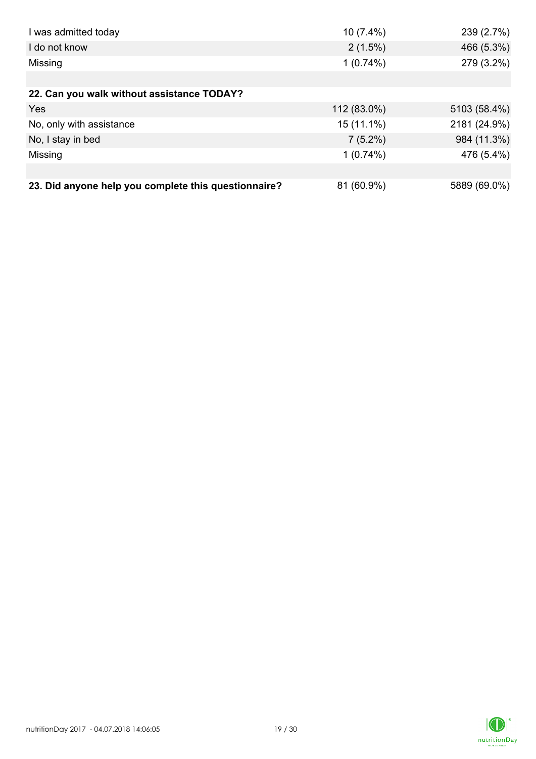| | | |
|---|---|---|
| I was admitted today | 10 (7.4%) | 239 (2.7%) |
| I do not know | 2 (1.5%) | 466 (5.3%) |
| Missing | 1 (0.74%) | 279 (3.2%) |
| | | |
| **22. Can you walk without assistance TODAY?** | | |
| Yes | 112 (83.0%) | 5103 (58.4%) |
| No, only with assistance | 15 (11.1%) | 2181 (24.9%) |
| No, I stay in bed | 7 (5.2%) | 984 (11.3%) |
| Missing | 1 (0.74%) | 476 (5.4%) |
| | | |
| **23. Did anyone help you complete this questionnaire?** | 81 (60.9%) | 5889 (69.0%) |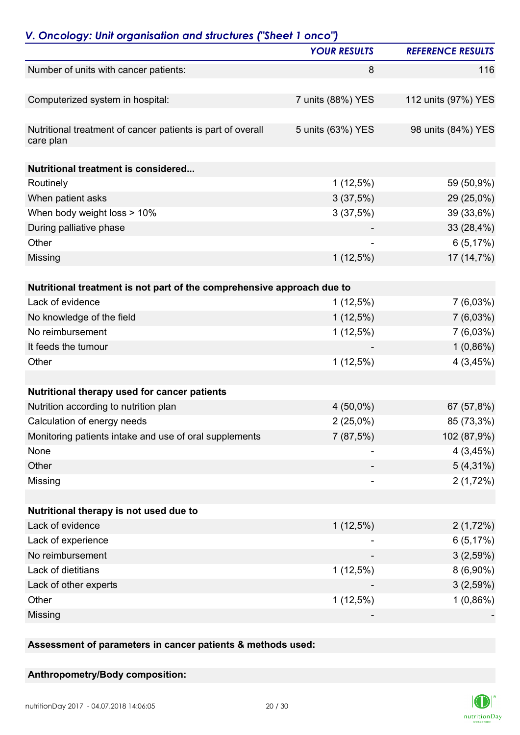## *V. Oncology: Unit organisation and structures ("Sheet 1 onco")*

| | YOUR RESULTS | REFERENCE RESULTS |
|---|---|---|
| Number of units with cancer patients: | 8 | 116 |
| | | |
| Computerized system in hospital: | 7 units (88%) YES | 112 units (97%) YES |
| | | |
| Nutritional treatment of cancer patients is part of overall care plan | 5 units (63%) YES | 98 units (84%) YES |
| | | |
| **Nutritional treatment is considered...** | | |
| Routinely | 1 (12,5%) | 59 (50,9%) |
| When patient asks | 3 (37,5%) | 29 (25,0%) |
| When body weight loss > 10% | 3 (37,5%) | 39 (33,6%) |
| During palliative phase | - | 33 (28,4%) |
| Other | - | 6 (5,17%) |
| Missing | 1 (12,5%) | 17 (14,7%) |
| | | |
| **Nutritional treatment is not part of the comprehensive approach due to** | | |
| Lack of evidence | 1 (12,5%) | 7 (6,03%) |
| No knowledge of the field | 1 (12,5%) | 7 (6,03%) |
| No reimbursement | 1 (12,5%) | 7 (6,03%) |
| It feeds the tumour | - | 1 (0,86%) |
| Other | 1 (12,5%) | 4 (3,45%) |
| | | |
| **Nutritional therapy used for cancer patients** | | |
| Nutrition according to nutrition plan | 4 (50,0%) | 67 (57,8%) |
| Calculation of energy needs | 2 (25,0%) | 85 (73,3%) |
| Monitoring patients intake and use of oral supplements | 7 (87,5%) | 102 (87,9%) |
| None | - | 4 (3,45%) |
| Other | - | 5 (4,31%) |
| Missing | - | 2 (1,72%) |
| | | |
| **Nutritional therapy is not used due to** | | |
| Lack of evidence | 1 (12,5%) | 2 (1,72%) |
| Lack of experience | - | 6 (5,17%) |
| No reimbursement | - | 3 (2,59%) |
| Lack of dietitians | 1 (12,5%) | 8 (6,90%) |
| Lack of other experts | - | 3 (2,59%) |
| Other | 1 (12,5%) | 1 (0,86%) |
| Missing | - | - |

**Assessment of parameters in cancer patients & methods used:**

**Anthropometry/Body composition:**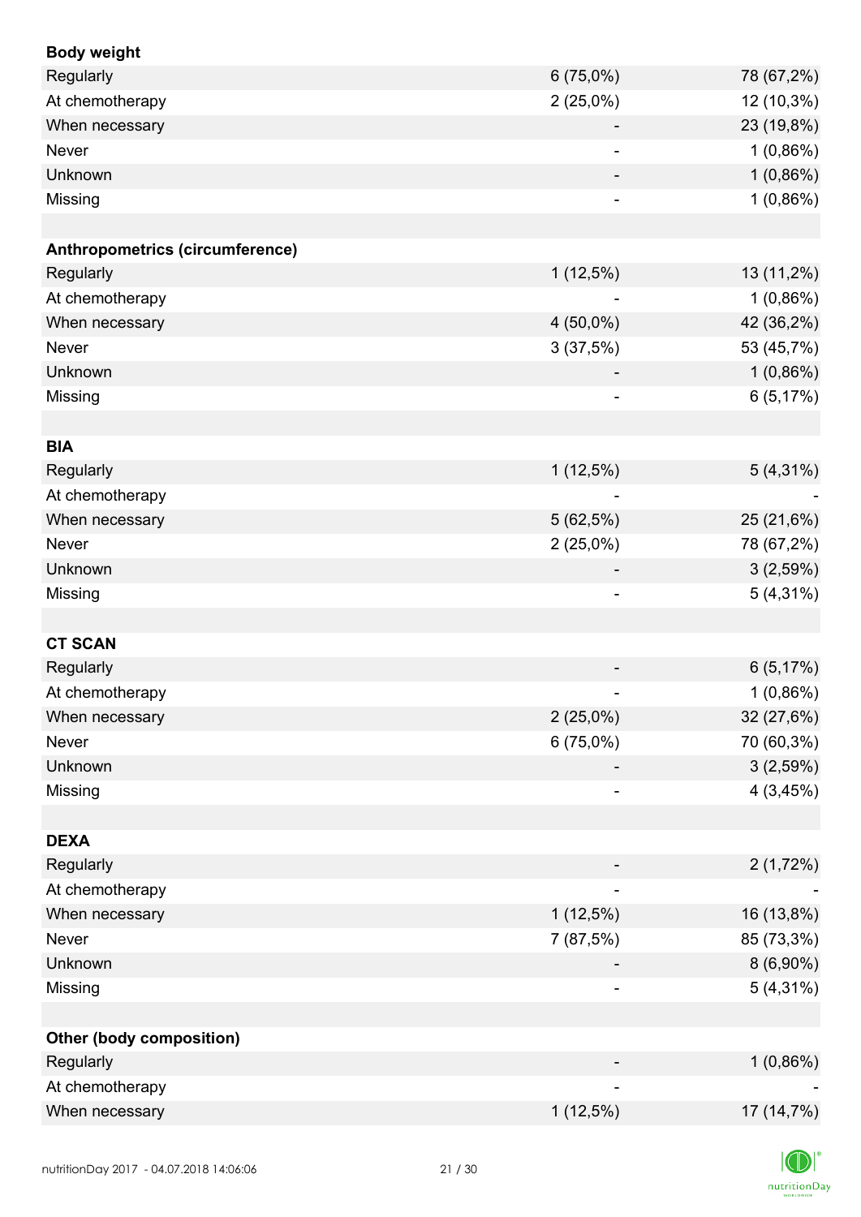| **Body weight** | | |
|---|---|---|
| Regularly | 6 (75,0%) | 78 (67,2%) |
| At chemotherapy | 2 (25,0%) | 12 (10,3%) |
| When necessary | - | 23 (19,8%) |
| Never | - | 1 (0,86%) |
| Unknown | - | 1 (0,86%) |
| Missing | - | 1 (0,86%) |
| | | |
| **Anthropometrics (circumference)** | | |
| Regularly | 1 (12,5%) | 13 (11,2%) |
| At chemotherapy | - | 1 (0,86%) |
| When necessary | 4 (50,0%) | 42 (36,2%) |
| Never | 3 (37,5%) | 53 (45,7%) |
| Unknown | - | 1 (0,86%) |
| Missing | - | 6 (5,17%) |
| | | |
| **BIA** | | |
| Regularly | 1 (12,5%) | 5 (4,31%) |
| At chemotherapy | - | - |
| When necessary | 5 (62,5%) | 25 (21,6%) |
| Never | 2 (25,0%) | 78 (67,2%) |
| Unknown | - | 3 (2,59%) |
| Missing | - | 5 (4,31%) |
| | | |
| **CT SCAN** | | |
| Regularly | - | 6 (5,17%) |
| At chemotherapy | - | 1 (0,86%) |
| When necessary | 2 (25,0%) | 32 (27,6%) |
| Never | 6 (75,0%) | 70 (60,3%) |
| Unknown | - | 3 (2,59%) |
| Missing | - | 4 (3,45%) |
| | | |
| **DEXA** | | |
| Regularly | - | 2 (1,72%) |
| At chemotherapy | - | - |
| When necessary | 1 (12,5%) | 16 (13,8%) |
| Never | 7 (87,5%) | 85 (73,3%) |
| Unknown | - | 8 (6,90%) |
| Missing | - | 5 (4,31%) |
| | | |
| **Other (body composition)** | | |
| Regularly | - | 1 (0,86%) |
| At chemotherapy | - | - |
| When necessary | 1 (12,5%) | 17 (14,7%) |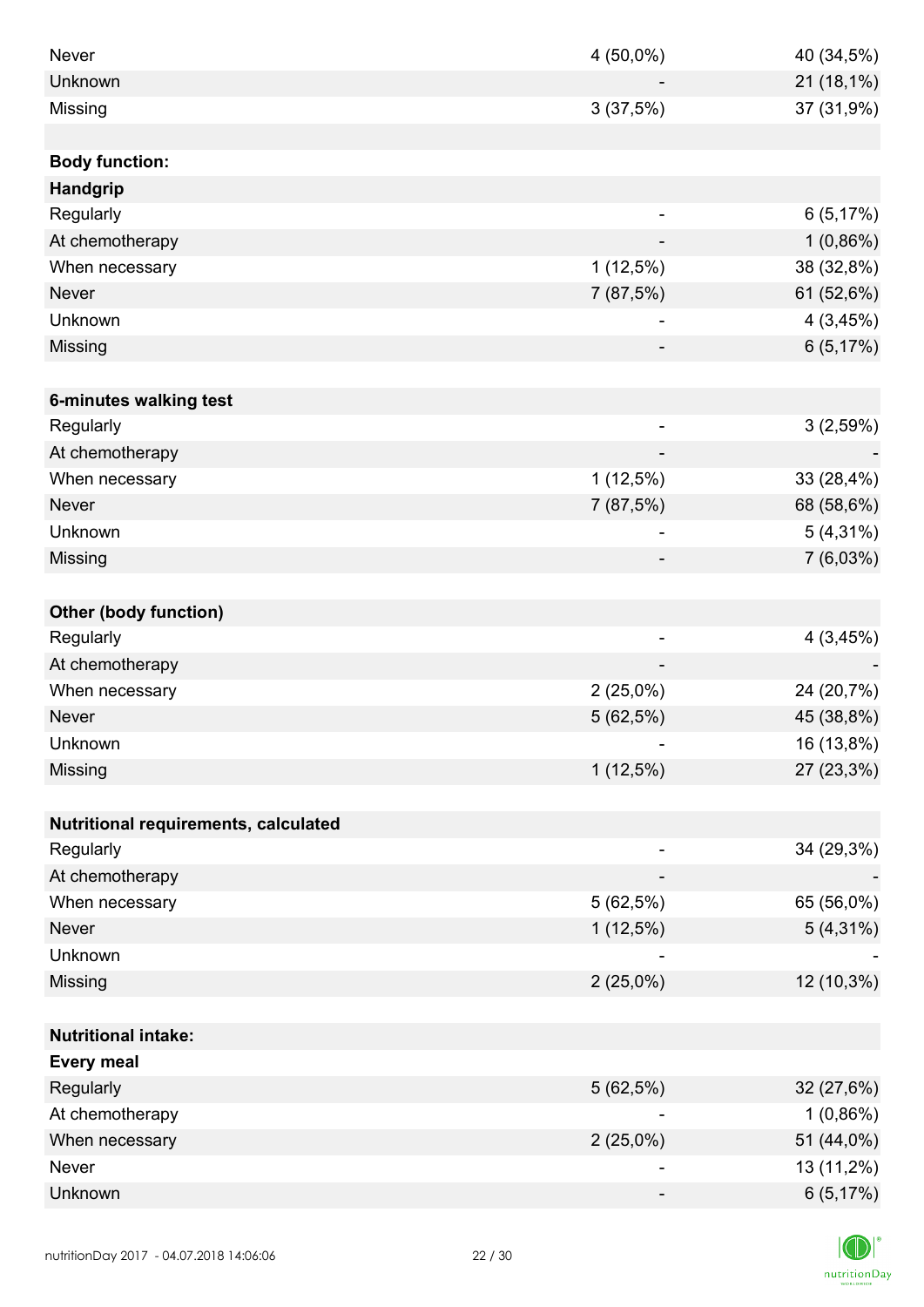| | | |
|---|---|---|
| Never | 4 (50,0%) | 40 (34,5%) |
| Unknown | - | 21 (18,1%) |
| Missing | 3 (37,5%) | 37 (31,9%) |
| | | |
| **Body function:** | | |
| **Handgrip** | | |
| Regularly | - | 6 (5,17%) |
| At chemotherapy | - | 1 (0,86%) |
| When necessary | 1 (12,5%) | 38 (32,8%) |
| Never | 7 (87,5%) | 61 (52,6%) |
| Unknown | - | 4 (3,45%) |
| Missing | - | 6 (5,17%) |
| | | |
| **6-minutes walking test** | | |
| Regularly | - | 3 (2,59%) |
| At chemotherapy | - | - |
| When necessary | 1 (12,5%) | 33 (28,4%) |
| Never | 7 (87,5%) | 68 (58,6%) |
| Unknown | - | 5 (4,31%) |
| Missing | - | 7 (6,03%) |
| | | |
| **Other (body function)** | | |
| Regularly | - | 4 (3,45%) |
| At chemotherapy | - | - |
| When necessary | 2 (25,0%) | 24 (20,7%) |
| Never | 5 (62,5%) | 45 (38,8%) |
| Unknown | - | 16 (13,8%) |
| Missing | 1 (12,5%) | 27 (23,3%) |
| | | |
| **Nutritional requirements, calculated** | | |
| Regularly | - | 34 (29,3%) |
| At chemotherapy | - | - |
| When necessary | 5 (62,5%) | 65 (56,0%) |
| Never | 1 (12,5%) | 5 (4,31%) |
| Unknown | - | - |
| Missing | 2 (25,0%) | 12 (10,3%) |
| | | |
| **Nutritional intake:** | | |
| **Every meal** | | |
| Regularly | 5 (62,5%) | 32 (27,6%) |
| At chemotherapy | - | 1 (0,86%) |
| When necessary | 2 (25,0%) | 51 (44,0%) |
| Never | - | 13 (11,2%) |
| Unknown | - | 6 (5,17%) |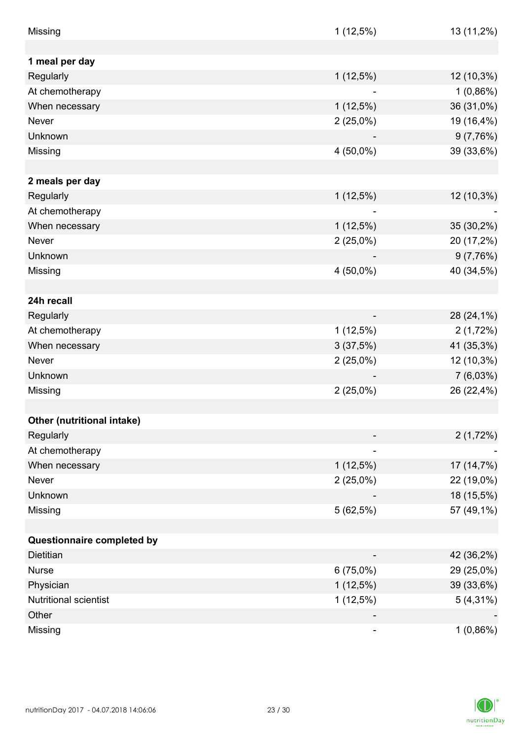| | | |
|---|---|---|
| Missing | 1 (12,5%) | 13 (11,2%) |
| | | |
| **1 meal per day** | | |
| Regularly | 1 (12,5%) | 12 (10,3%) |
| At chemotherapy | - | 1 (0,86%) |
| When necessary | 1 (12,5%) | 36 (31,0%) |
| Never | 2 (25,0%) | 19 (16,4%) |
| Unknown | - | 9 (7,76%) |
| Missing | 4 (50,0%) | 39 (33,6%) |
| | | |
| **2 meals per day** | | |
| Regularly | 1 (12,5%) | 12 (10,3%) |
| At chemotherapy | - | - |
| When necessary | 1 (12,5%) | 35 (30,2%) |
| Never | 2 (25,0%) | 20 (17,2%) |
| Unknown | - | 9 (7,76%) |
| Missing | 4 (50,0%) | 40 (34,5%) |
| | | |
| **24h recall** | | |
| Regularly | - | 28 (24,1%) |
| At chemotherapy | 1 (12,5%) | 2 (1,72%) |
| When necessary | 3 (37,5%) | 41 (35,3%) |
| Never | 2 (25,0%) | 12 (10,3%) |
| Unknown | - | 7 (6,03%) |
| Missing | 2 (25,0%) | 26 (22,4%) |
| | | |
| **Other (nutritional intake)** | | |
| Regularly | - | 2 (1,72%) |
| At chemotherapy | - | - |
| When necessary | 1 (12,5%) | 17 (14,7%) |
| Never | 2 (25,0%) | 22 (19,0%) |
| Unknown | - | 18 (15,5%) |
| Missing | 5 (62,5%) | 57 (49,1%) |
| | | |
| **Questionnaire completed by** | | |
| Dietitian | - | 42 (36,2%) |
| Nurse | 6 (75,0%) | 29 (25,0%) |
| Physician | 1 (12,5%) | 39 (33,6%) |
| Nutritional scientist | 1 (12,5%) | 5 (4,31%) |
| Other | - | - |
| Missing | - | 1 (0,86%) |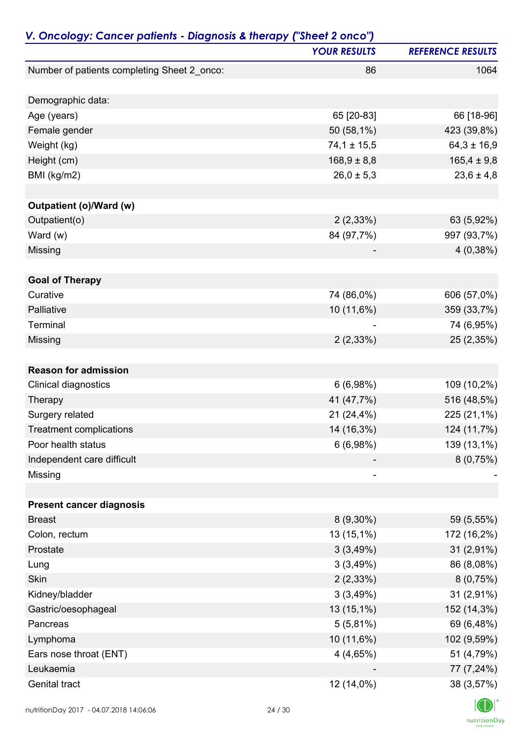## *V. Oncology: Cancer patients - Diagnosis & therapy ("Sheet 2 onco")*

| | *YOUR RESULTS* | *REFERENCE RESULTS* |
|---|---|---|
| Number of patients completing Sheet 2_onco: | 86 | 1064 |
| | | |
| Demographic data: | | |
| Age (years) | 65 [20-83] | 66 [18-96] |
| Female gender | 50 (58,1%) | 423 (39,8%) |
| Weight (kg) | 74,1 ± 15,5 | 64,3 ± 16,9 |
| Height (cm) | 168,9 ± 8,8 | 165,4 ± 9,8 |
| BMI (kg/m2) | 26,0 ± 5,3 | 23,6 ± 4,8 |
| | | |
| **Outpatient (o)/Ward (w)** | | |
| Outpatient(o) | 2 (2,33%) | 63 (5,92%) |
| Ward (w) | 84 (97,7%) | 997 (93,7%) |
| Missing | - | 4 (0,38%) |
| | | |
| **Goal of Therapy** | | |
| Curative | 74 (86,0%) | 606 (57,0%) |
| Palliative | 10 (11,6%) | 359 (33,7%) |
| Terminal | - | 74 (6,95%) |
| Missing | 2 (2,33%) | 25 (2,35%) |
| | | |
| **Reason for admission** | | |
| Clinical diagnostics | 6 (6,98%) | 109 (10,2%) |
| Therapy | 41 (47,7%) | 516 (48,5%) |
| Surgery related | 21 (24,4%) | 225 (21,1%) |
| Treatment complications | 14 (16,3%) | 124 (11,7%) |
| Poor health status | 6 (6,98%) | 139 (13,1%) |
| Independent care difficult | - | 8 (0,75%) |
| Missing | - | - |
| | | |
| **Present cancer diagnosis** | | |
| Breast | 8 (9,30%) | 59 (5,55%) |
| Colon, rectum | 13 (15,1%) | 172 (16,2%) |
| Prostate | 3 (3,49%) | 31 (2,91%) |
| Lung | 3 (3,49%) | 86 (8,08%) |
| Skin | 2 (2,33%) | 8 (0,75%) |
| Kidney/bladder | 3 (3,49%) | 31 (2,91%) |
| Gastric/oesophageal | 13 (15,1%) | 152 (14,3%) |
| Pancreas | 5 (5,81%) | 69 (6,48%) |
| Lymphoma | 10 (11,6%) | 102 (9,59%) |
| Ears nose throat (ENT) | 4 (4,65%) | 51 (4,79%) |
| Leukaemia | - | 77 (7,24%) |
| Genital tract | 12 (14,0%) | 38 (3,57%) |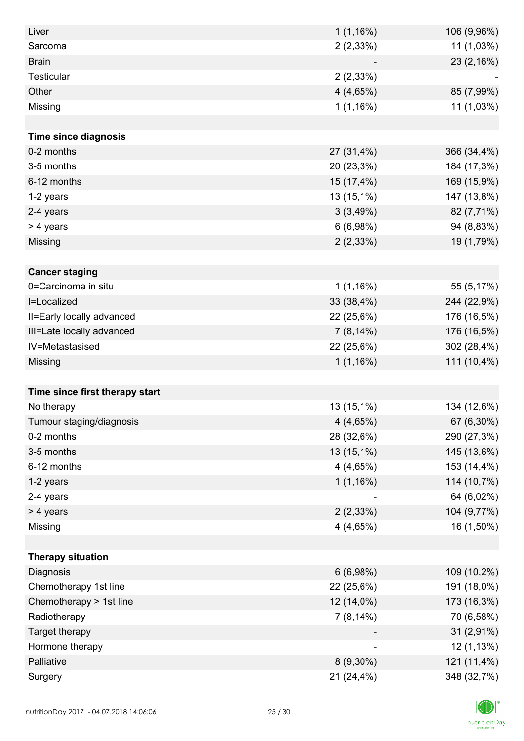| | | |
|---|---|---|
| Liver | 1 (1,16%) | 106 (9,96%) |
| Sarcoma | 2 (2,33%) | 11 (1,03%) |
| Brain | - | 23 (2,16%) |
| Testicular | 2 (2,33%) | - |
| Other | 4 (4,65%) | 85 (7,99%) |
| Missing | 1 (1,16%) | 11 (1,03%) |
| | | |
| **Time since diagnosis** | | |
| 0-2 months | 27 (31,4%) | 366 (34,4%) |
| 3-5 months | 20 (23,3%) | 184 (17,3%) |
| 6-12 months | 15 (17,4%) | 169 (15,9%) |
| 1-2 years | 13 (15,1%) | 147 (13,8%) |
| 2-4 years | 3 (3,49%) | 82 (7,71%) |
| > 4 years | 6 (6,98%) | 94 (8,83%) |
| Missing | 2 (2,33%) | 19 (1,79%) |
| | | |
| **Cancer staging** | | |
| 0=Carcinoma in situ | 1 (1,16%) | 55 (5,17%) |
| I=Localized | 33 (38,4%) | 244 (22,9%) |
| II=Early locally advanced | 22 (25,6%) | 176 (16,5%) |
| III=Late locally advanced | 7 (8,14%) | 176 (16,5%) |
| IV=Metastasised | 22 (25,6%) | 302 (28,4%) |
| Missing | 1 (1,16%) | 111 (10,4%) |
| | | |
| **Time since first therapy start** | | |
| No therapy | 13 (15,1%) | 134 (12,6%) |
| Tumour staging/diagnosis | 4 (4,65%) | 67 (6,30%) |
| 0-2 months | 28 (32,6%) | 290 (27,3%) |
| 3-5 months | 13 (15,1%) | 145 (13,6%) |
| 6-12 months | 4 (4,65%) | 153 (14,4%) |
| 1-2 years | 1 (1,16%) | 114 (10,7%) |
| 2-4 years | - | 64 (6,02%) |
| > 4 years | 2 (2,33%) | 104 (9,77%) |
| Missing | 4 (4,65%) | 16 (1,50%) |
| | | |
| **Therapy situation** | | |
| Diagnosis | 6 (6,98%) | 109 (10,2%) |
| Chemotherapy 1st line | 22 (25,6%) | 191 (18,0%) |
| Chemotherapy > 1st line | 12 (14,0%) | 173 (16,3%) |
| Radiotherapy | 7 (8,14%) | 70 (6,58%) |
| Target therapy | - | 31 (2,91%) |
| Hormone therapy | - | 12 (1,13%) |
| Palliative | 8 (9,30%) | 121 (11,4%) |
| Surgery | 21 (24,4%) | 348 (32,7%) |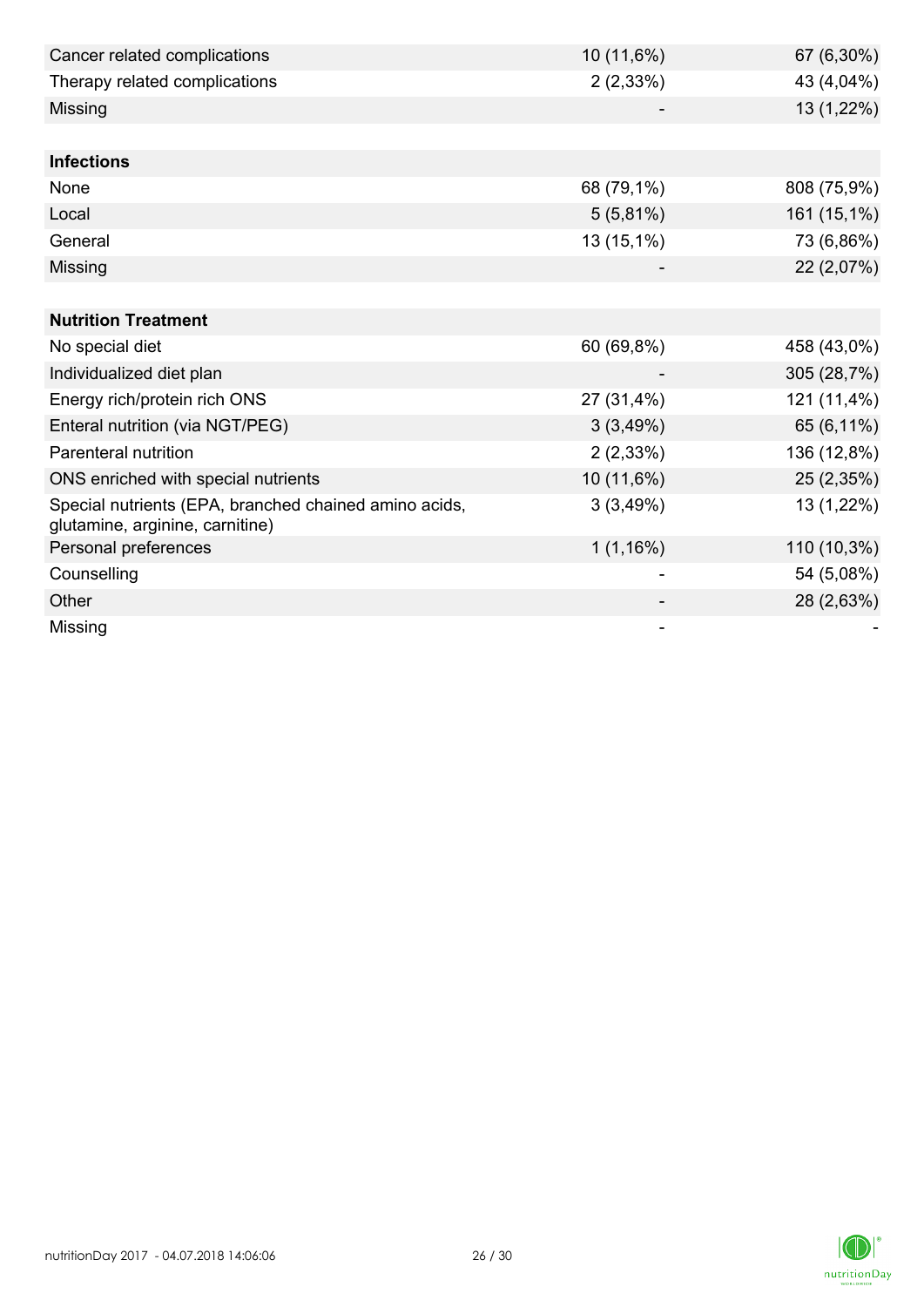| | | |
|---|---|---|
| Cancer related complications | 10 (11,6%) | 67 (6,30%) |
| Therapy related complications | 2 (2,33%) | 43 (4,04%) |
| Missing | - | 13 (1,22%) |

| **Infections** | | |
|---|---|---|
| None | 68 (79,1%) | 808 (75,9%) |
| Local | 5 (5,81%) | 161 (15,1%) |
| General | 13 (15,1%) | 73 (6,86%) |
| Missing | - | 22 (2,07%) |

| **Nutrition Treatment** | | |
|---|---|---|
| No special diet | 60 (69,8%) | 458 (43,0%) |
| Individualized diet plan | - | 305 (28,7%) |
| Energy rich/protein rich ONS | 27 (31,4%) | 121 (11,4%) |
| Enteral nutrition (via NGT/PEG) | 3 (3,49%) | 65 (6,11%) |
| Parenteral nutrition | 2 (2,33%) | 136 (12,8%) |
| ONS enriched with special nutrients | 10 (11,6%) | 25 (2,35%) |
| Special nutrients (EPA, branched chained amino acids, glutamine, arginine, carnitine) | 3 (3,49%) | 13 (1,22%) |
| Personal preferences | 1 (1,16%) | 110 (10,3%) |
| Counselling | - | 54 (5,08%) |
| Other | - | 28 (2,63%) |
| Missing | - | - |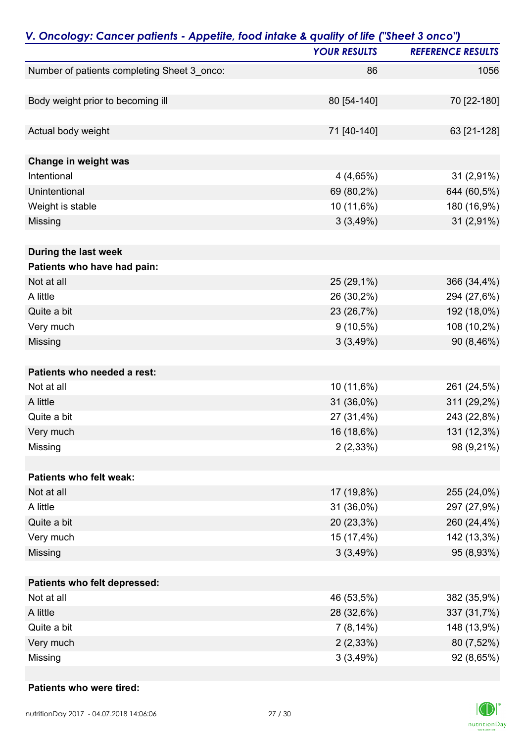## *V. Oncology: Cancer patients - Appetite, food intake & quality of life ("Sheet 3 onco")*

| | YOUR RESULTS | REFERENCE RESULTS |
|---|---|---|
| Number of patients completing Sheet 3_onco: | 86 | 1056 |
| | | |
| Body weight prior to becoming ill | 80 [54-140] | 70 [22-180] |
| | | |
| Actual body weight | 71 [40-140] | 63 [21-128] |
| | | |
| **Change in weight was** | | |
| Intentional | 4 (4,65%) | 31 (2,91%) |
| Unintentional | 69 (80,2%) | 644 (60,5%) |
| Weight is stable | 10 (11,6%) | 180 (16,9%) |
| Missing | 3 (3,49%) | 31 (2,91%) |
| | | |
| **During the last week** | | |
| **Patients who have had pain:** | | |
| Not at all | 25 (29,1%) | 366 (34,4%) |
| A little | 26 (30,2%) | 294 (27,6%) |
| Quite a bit | 23 (26,7%) | 192 (18,0%) |
| Very much | 9 (10,5%) | 108 (10,2%) |
| Missing | 3 (3,49%) | 90 (8,46%) |
| | | |
| **Patients who needed a rest:** | | |
| Not at all | 10 (11,6%) | 261 (24,5%) |
| A little | 31 (36,0%) | 311 (29,2%) |
| Quite a bit | 27 (31,4%) | 243 (22,8%) |
| Very much | 16 (18,6%) | 131 (12,3%) |
| Missing | 2 (2,33%) | 98 (9,21%) |
| | | |
| **Patients who felt weak:** | | |
| Not at all | 17 (19,8%) | 255 (24,0%) |
| A little | 31 (36,0%) | 297 (27,9%) |
| Quite a bit | 20 (23,3%) | 260 (24,4%) |
| Very much | 15 (17,4%) | 142 (13,3%) |
| Missing | 3 (3,49%) | 95 (8,93%) |
| | | |
| **Patients who felt depressed:** | | |
| Not at all | 46 (53,5%) | 382 (35,9%) |
| A little | 28 (32,6%) | 337 (31,7%) |
| Quite a bit | 7 (8,14%) | 148 (13,9%) |
| Very much | 2 (2,33%) | 80 (7,52%) |
| Missing | 3 (3,49%) | 92 (8,65%) |
| | | |
| **Patients who were tired:** | | |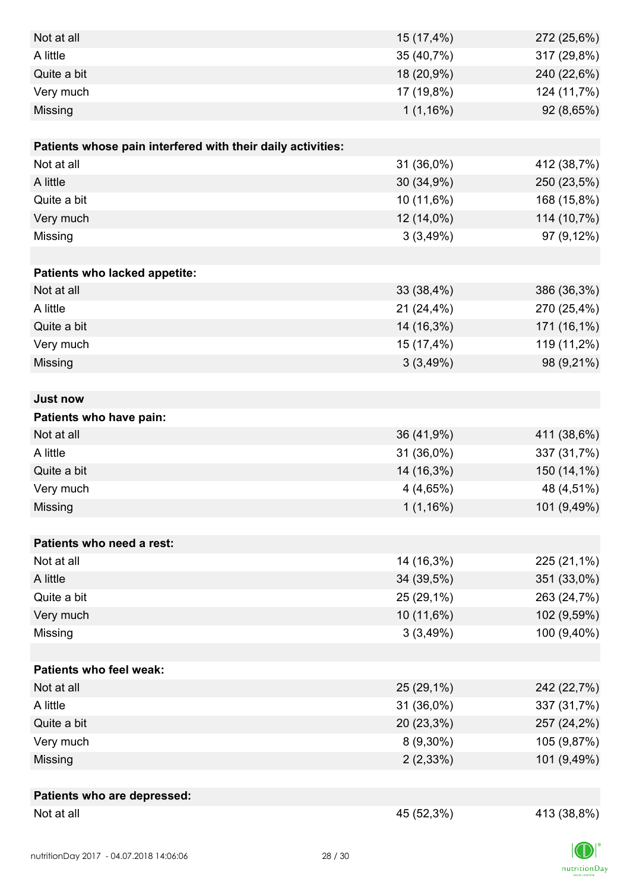| | | |
|---|---|---|
| Not at all | 15 (17,4%) | 272 (25,6%) |
| A little | 35 (40,7%) | 317 (29,8%) |
| Quite a bit | 18 (20,9%) | 240 (22,6%) |
| Very much | 17 (19,8%) | 124 (11,7%) |
| Missing | 1 (1,16%) | 92 (8,65%) |
| | | |
| **Patients whose pain interfered with their daily activities:** | | |
| Not at all | 31 (36,0%) | 412 (38,7%) |
| A little | 30 (34,9%) | 250 (23,5%) |
| Quite a bit | 10 (11,6%) | 168 (15,8%) |
| Very much | 12 (14,0%) | 114 (10,7%) |
| Missing | 3 (3,49%) | 97 (9,12%) |
| | | |
| **Patients who lacked appetite:** | | |
| Not at all | 33 (38,4%) | 386 (36,3%) |
| A little | 21 (24,4%) | 270 (25,4%) |
| Quite a bit | 14 (16,3%) | 171 (16,1%) |
| Very much | 15 (17,4%) | 119 (11,2%) |
| Missing | 3 (3,49%) | 98 (9,21%) |
| | | |
| **Just now** | | |
| **Patients who have pain:** | | |
| Not at all | 36 (41,9%) | 411 (38,6%) |
| A little | 31 (36,0%) | 337 (31,7%) |
| Quite a bit | 14 (16,3%) | 150 (14,1%) |
| Very much | 4 (4,65%) | 48 (4,51%) |
| Missing | 1 (1,16%) | 101 (9,49%) |
| | | |
| **Patients who need a rest:** | | |
| Not at all | 14 (16,3%) | 225 (21,1%) |
| A little | 34 (39,5%) | 351 (33,0%) |
| Quite a bit | 25 (29,1%) | 263 (24,7%) |
| Very much | 10 (11,6%) | 102 (9,59%) |
| Missing | 3 (3,49%) | 100 (9,40%) |
| | | |
| **Patients who feel weak:** | | |
| Not at all | 25 (29,1%) | 242 (22,7%) |
| A little | 31 (36,0%) | 337 (31,7%) |
| Quite a bit | 20 (23,3%) | 257 (24,2%) |
| Very much | 8 (9,30%) | 105 (9,87%) |
| Missing | 2 (2,33%) | 101 (9,49%) |
| | | |
| **Patients who are depressed:** | | |
| Not at all | 45 (52,3%) | 413 (38,8%) |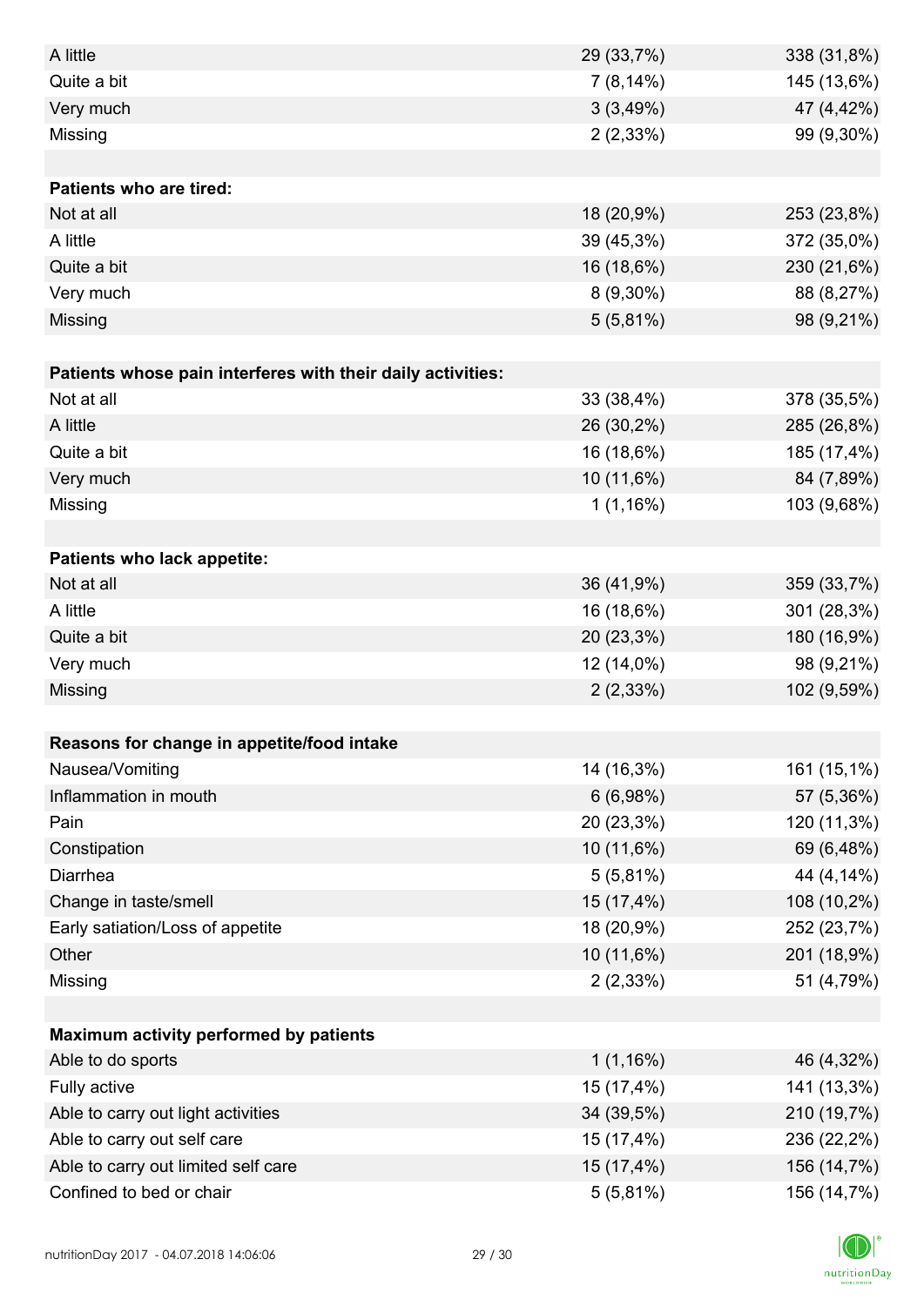| | | |
|---|---|---|
| A little | 29 (33,7%) | 338 (31,8%) |
| Quite a bit | 7 (8,14%) | 145 (13,6%) |
| Very much | 3 (3,49%) | 47 (4,42%) |
| Missing | 2 (2,33%) | 99 (9,30%) |
| | | |
| **Patients who are tired:** | | |
| Not at all | 18 (20,9%) | 253 (23,8%) |
| A little | 39 (45,3%) | 372 (35,0%) |
| Quite a bit | 16 (18,6%) | 230 (21,6%) |
| Very much | 8 (9,30%) | 88 (8,27%) |
| Missing | 5 (5,81%) | 98 (9,21%) |
| | | |
| **Patients whose pain interferes with their daily activities:** | | |
| Not at all | 33 (38,4%) | 378 (35,5%) |
| A little | 26 (30,2%) | 285 (26,8%) |
| Quite a bit | 16 (18,6%) | 185 (17,4%) |
| Very much | 10 (11,6%) | 84 (7,89%) |
| Missing | 1 (1,16%) | 103 (9,68%) |
| | | |
| **Patients who lack appetite:** | | |
| Not at all | 36 (41,9%) | 359 (33,7%) |
| A little | 16 (18,6%) | 301 (28,3%) |
| Quite a bit | 20 (23,3%) | 180 (16,9%) |
| Very much | 12 (14,0%) | 98 (9,21%) |
| Missing | 2 (2,33%) | 102 (9,59%) |
| | | |
| **Reasons for change in appetite/food intake** | | |
| Nausea/Vomiting | 14 (16,3%) | 161 (15,1%) |
| Inflammation in mouth | 6 (6,98%) | 57 (5,36%) |
| Pain | 20 (23,3%) | 120 (11,3%) |
| Constipation | 10 (11,6%) | 69 (6,48%) |
| Diarrhea | 5 (5,81%) | 44 (4,14%) |
| Change in taste/smell | 15 (17,4%) | 108 (10,2%) |
| Early satiation/Loss of appetite | 18 (20,9%) | 252 (23,7%) |
| Other | 10 (11,6%) | 201 (18,9%) |
| Missing | 2 (2,33%) | 51 (4,79%) |
| | | |
| **Maximum activity performed by patients** | | |
| Able to do sports | 1 (1,16%) | 46 (4,32%) |
| Fully active | 15 (17,4%) | 141 (13,3%) |
| Able to carry out light activities | 34 (39,5%) | 210 (19,7%) |
| Able to carry out self care | 15 (17,4%) | 236 (22,2%) |
| Able to carry out limited self care | 15 (17,4%) | 156 (14,7%) |
| Confined to bed or chair | 5 (5,81%) | 156 (14,7%) |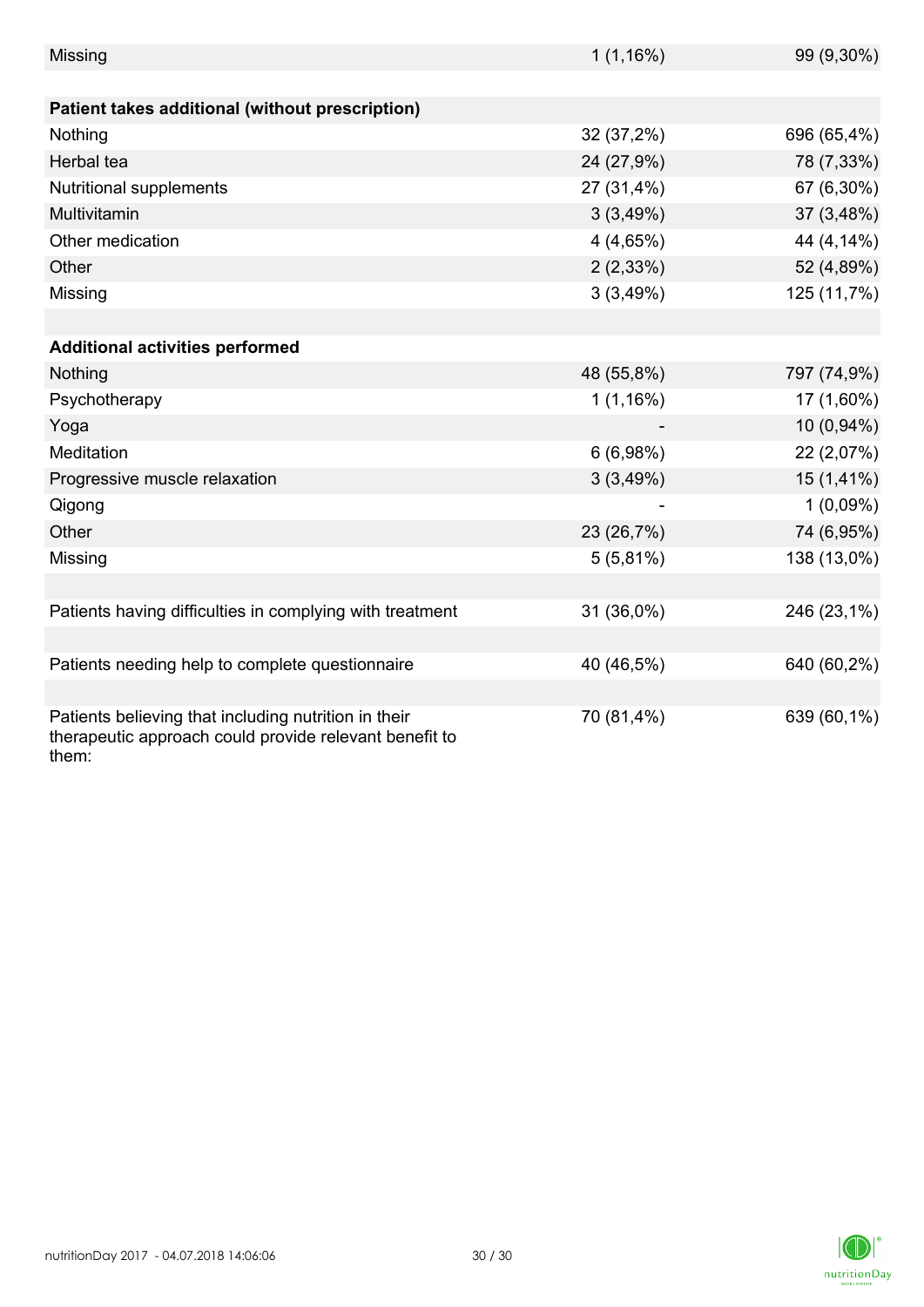| | | |
|---|---|---|
| Missing | 1 (1,16%) | 99 (9,30%) |
| | | |
| **Patient takes additional (without prescription)** | | |
| Nothing | 32 (37,2%) | 696 (65,4%) |
| Herbal tea | 24 (27,9%) | 78 (7,33%) |
| Nutritional supplements | 27 (31,4%) | 67 (6,30%) |
| Multivitamin | 3 (3,49%) | 37 (3,48%) |
| Other medication | 4 (4,65%) | 44 (4,14%) |
| Other | 2 (2,33%) | 52 (4,89%) |
| Missing | 3 (3,49%) | 125 (11,7%) |
| | | |
| **Additional activities performed** | | |
| Nothing | 48 (55,8%) | 797 (74,9%) |
| Psychotherapy | 1 (1,16%) | 17 (1,60%) |
| Yoga | - | 10 (0,94%) |
| Meditation | 6 (6,98%) | 22 (2,07%) |
| Progressive muscle relaxation | 3 (3,49%) | 15 (1,41%) |
| Qigong | - | 1 (0,09%) |
| Other | 23 (26,7%) | 74 (6,95%) |
| Missing | 5 (5,81%) | 138 (13,0%) |
| | | |
| Patients having difficulties in complying with treatment | 31 (36,0%) | 246 (23,1%) |
| | | |
| Patients needing help to complete questionnaire | 40 (46,5%) | 640 (60,2%) |
| | | |
| Patients believing that including nutrition in their therapeutic approach could provide relevant benefit to them: | 70 (81,4%) | 639 (60,1%) |